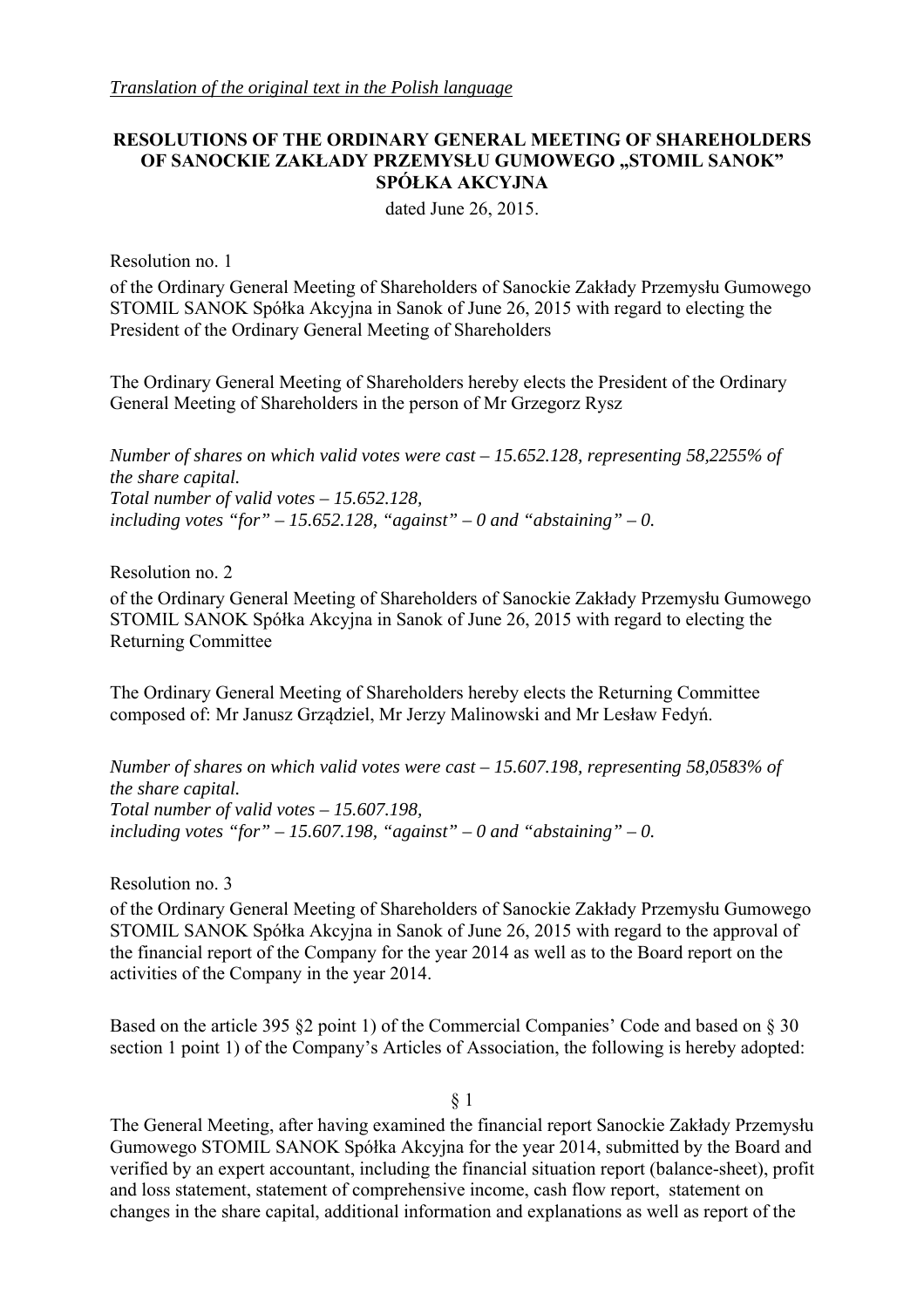*Translation of the original text in the Polish language*

**RESOLUTIONS OF THE ORDINARY GENERAL MEETING OF SHAREHOLDERS OF SANOCKIE ZAKŁADY PRZEMYSŁU GUMOWEGO „STOMIL SANOK" SPÓŁKA AKCYJNA**

dated June 26, 2015.

Resolution no. 1

of the Ordinary General Meeting of Shareholders of Sanockie Zakłady Przemysłu Gumowego STOMIL SANOK Spółka Akcyjna in Sanok of June 26, 2015 with regard to electing the President of the Ordinary General Meeting of Shareholders

The Ordinary General Meeting of Shareholders hereby elects the President of the Ordinary General Meeting of Shareholders in the person of Mr Grzegorz Rysz

*Number of shares on which valid votes were cast – 15.652.128, representing 58,2255% of the share capital.*
*Total number of valid votes – 15.652.128,*
*including votes "for" – 15.652.128, "against" – 0 and "abstaining" – 0.*

Resolution no. 2

of the Ordinary General Meeting of Shareholders of Sanockie Zakłady Przemysłu Gumowego STOMIL SANOK Spółka Akcyjna in Sanok of June 26, 2015 with regard to electing the Returning Committee

The Ordinary General Meeting of Shareholders hereby elects the Returning Committee composed of: Mr Janusz Grządziel, Mr Jerzy Malinowski and Mr Lesław Fedyń.

*Number of shares on which valid votes were cast – 15.607.198, representing 58,0583% of the share capital.*
*Total number of valid votes – 15.607.198,*
*including votes "for" – 15.607.198, "against" – 0 and "abstaining" – 0.*

Resolution no. 3

of the Ordinary General Meeting of Shareholders of Sanockie Zakłady Przemysłu Gumowego STOMIL SANOK Spółka Akcyjna in Sanok of June 26, 2015 with regard to the approval of the financial report of the Company for the year 2014 as well as to the Board report on the activities of the Company in the year 2014.

Based on the article 395 §2 point 1) of the Commercial Companies' Code and based on § 30 section 1 point 1) of the Company's Articles of Association, the following is hereby adopted:

§ 1

The General Meeting, after having examined the financial report Sanockie Zakłady Przemysłu Gumowego STOMIL SANOK Spółka Akcyjna for the year 2014, submitted by the Board and verified by an expert accountant, including the financial situation report (balance-sheet), profit and loss statement, statement of comprehensive income, cash flow report, statement on changes in the share capital, additional information and explanations as well as report of the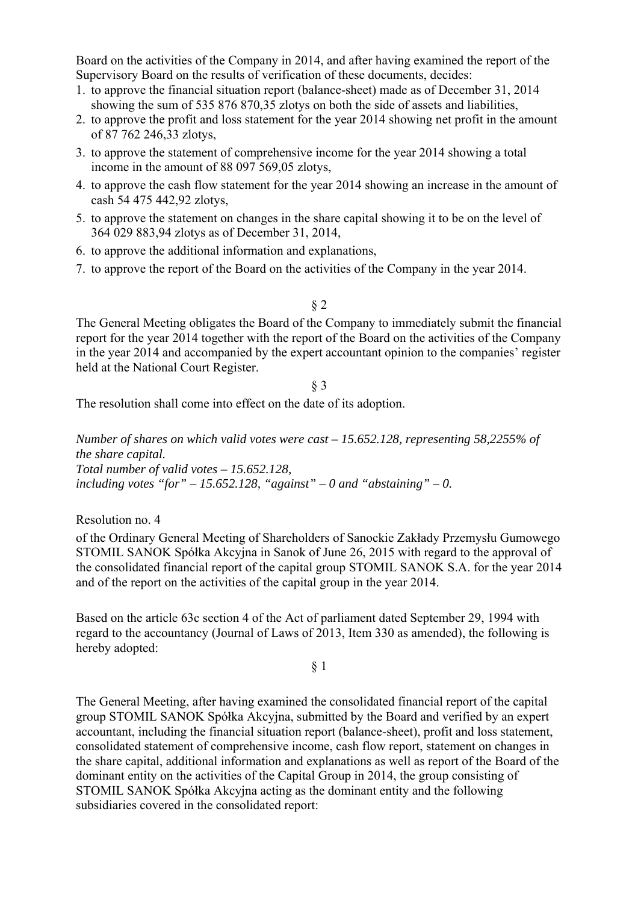Board on the activities of the Company in 2014, and after having examined the report of the Supervisory Board on the results of verification of these documents, decides:

1. to approve the financial situation report (balance-sheet) made as of December 31, 2014 showing the sum of 535 876 870,35 zlotys on both the side of assets and liabilities,
2. to approve the profit and loss statement for the year 2014 showing net profit in the amount of 87 762 246,33 zlotys,
3. to approve the statement of comprehensive income for the year 2014 showing a total income in the amount of 88 097 569,05 zlotys,
4. to approve the cash flow statement for the year 2014 showing an increase in the amount of cash 54 475 442,92 zlotys,
5. to approve the statement on changes in the share capital showing it to be on the level of 364 029 883,94 zlotys as of December 31, 2014,
6. to approve the additional information and explanations,
7. to approve the report of the Board on the activities of the Company in the year 2014.

§ 2

The General Meeting obligates the Board of the Company to immediately submit the financial report for the year 2014 together with the report of the Board on the activities of the Company in the year 2014 and accompanied by the expert accountant opinion to the companies' register held at the National Court Register.

§ 3

The resolution shall come into effect on the date of its adoption.

*Number of shares on which valid votes were cast – 15.652.128, representing 58,2255% of the share capital.*
*Total number of valid votes – 15.652.128,*
*including votes "for" – 15.652.128, "against" – 0 and "abstaining" – 0.*

Resolution no. 4

of the Ordinary General Meeting of Shareholders of Sanockie Zakłady Przemysłu Gumowego STOMIL SANOK Spółka Akcyjna in Sanok of June 26, 2015 with regard to the approval of the consolidated financial report of the capital group STOMIL SANOK S.A. for the year 2014 and of the report on the activities of the capital group in the year 2014.

Based on the article 63c section 4 of the Act of parliament dated September 29, 1994 with regard to the accountancy (Journal of Laws of 2013, Item 330 as amended), the following is hereby adopted:

§ 1

The General Meeting, after having examined the consolidated financial report of the capital group STOMIL SANOK Spółka Akcyjna, submitted by the Board and verified by an expert accountant, including the financial situation report (balance-sheet), profit and loss statement, consolidated statement of comprehensive income, cash flow report, statement on changes in the share capital, additional information and explanations as well as report of the Board of the dominant entity on the activities of the Capital Group in 2014, the group consisting of STOMIL SANOK Spółka Akcyjna acting as the dominant entity and the following subsidiaries covered in the consolidated report: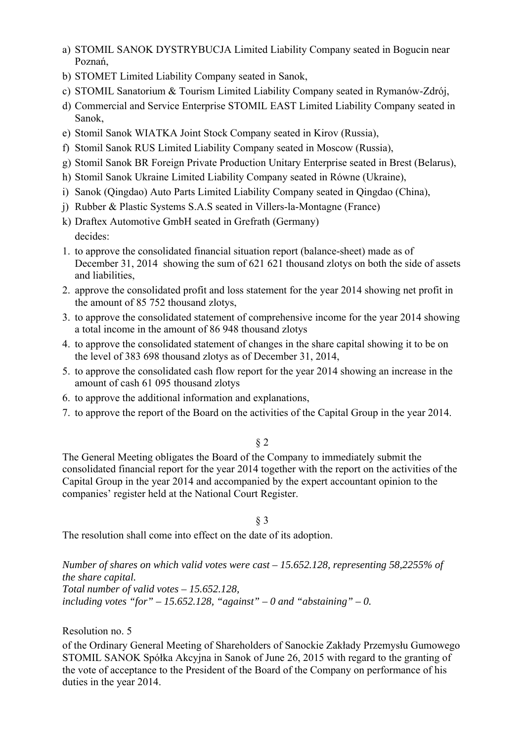a) STOMIL SANOK DYSTRYBUCJA Limited Liability Company seated in Bogucin near Poznań,
b) STOMET Limited Liability Company seated in Sanok,
c) STOMIL Sanatorium & Tourism Limited Liability Company seated in Rymanów-Zdrój,
d) Commercial and Service Enterprise STOMIL EAST Limited Liability Company seated in Sanok,
e) Stomil Sanok WIATKA Joint Stock Company seated in Kirov (Russia),
f) Stomil Sanok RUS Limited Liability Company seated in Moscow (Russia),
g) Stomil Sanok BR Foreign Private Production Unitary Enterprise seated in Brest (Belarus),
h) Stomil Sanok Ukraine Limited Liability Company seated in Równe (Ukraine),
i) Sanok (Qingdao) Auto Parts Limited Liability Company seated in Qingdao (China),
j) Rubber & Plastic Systems S.A.S seated in Villers-la-Montagne (France)
k) Draftex Automotive GmbH seated in Grefrath (Germany)

decides:

1. to approve the consolidated financial situation report (balance-sheet) made as of December 31, 2014 showing the sum of 621 621 thousand zlotys on both the side of assets and liabilities,
2. approve the consolidated profit and loss statement for the year 2014 showing net profit in the amount of 85 752 thousand zlotys,
3. to approve the consolidated statement of comprehensive income for the year 2014 showing a total income in the amount of 86 948 thousand zlotys
4. to approve the consolidated statement of changes in the share capital showing it to be on the level of 383 698 thousand zlotys as of December 31, 2014,
5. to approve the consolidated cash flow report for the year 2014 showing an increase in the amount of cash 61 095 thousand zlotys
6. to approve the additional information and explanations,
7. to approve the report of the Board on the activities of the Capital Group in the year 2014.

§ 2

The General Meeting obligates the Board of the Company to immediately submit the consolidated financial report for the year 2014 together with the report on the activities of the Capital Group in the year 2014 and accompanied by the expert accountant opinion to the companies' register held at the National Court Register.

§ 3

The resolution shall come into effect on the date of its adoption.

*Number of shares on which valid votes were cast – 15.652.128, representing 58,2255% of the share capital.*
*Total number of valid votes – 15.652.128,*
*including votes "for" – 15.652.128, "against" – 0 and "abstaining" – 0.*

Resolution no. 5

of the Ordinary General Meeting of Shareholders of Sanockie Zakłady Przemysłu Gumowego STOMIL SANOK Spółka Akcyjna in Sanok of June 26, 2015 with regard to the granting of the vote of acceptance to the President of the Board of the Company on performance of his duties in the year 2014.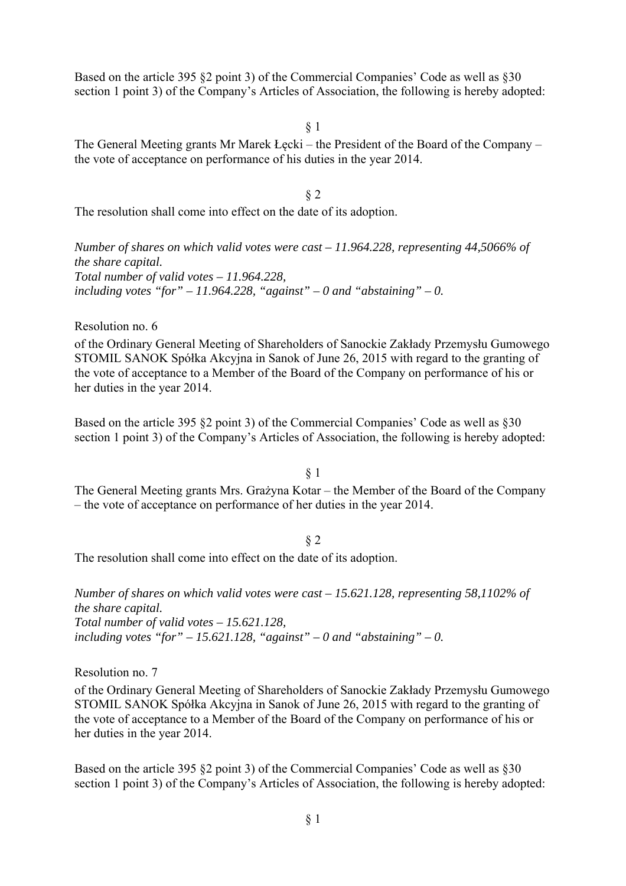Based on the article 395 §2 point 3) of the Commercial Companies' Code as well as §30 section 1 point 3) of the Company's Articles of Association, the following is hereby adopted:

§ 1

The General Meeting grants Mr Marek Łęcki – the President of the Board of the Company – the vote of acceptance on performance of his duties in the year 2014.

§ 2

The resolution shall come into effect on the date of its adoption.

*Number of shares on which valid votes were cast – 11.964.228, representing 44,5066% of the share capital.*
*Total number of valid votes – 11.964.228,*
*including votes "for" – 11.964.228, "against" – 0 and "abstaining" – 0.*

Resolution no. 6

of the Ordinary General Meeting of Shareholders of Sanockie Zakłady Przemysłu Gumowego STOMIL SANOK Spółka Akcyjna in Sanok of June 26, 2015 with regard to the granting of the vote of acceptance to a Member of the Board of the Company on performance of his or her duties in the year 2014.

Based on the article 395 §2 point 3) of the Commercial Companies' Code as well as §30 section 1 point 3) of the Company's Articles of Association, the following is hereby adopted:

§ 1

The General Meeting grants Mrs. Grażyna Kotar – the Member of the Board of the Company – the vote of acceptance on performance of her duties in the year 2014.

§ 2

The resolution shall come into effect on the date of its adoption.

*Number of shares on which valid votes were cast – 15.621.128, representing 58,1102% of the share capital.*
*Total number of valid votes – 15.621.128,*
*including votes "for" – 15.621.128, "against" – 0 and "abstaining" – 0.*

Resolution no. 7

of the Ordinary General Meeting of Shareholders of Sanockie Zakłady Przemysłu Gumowego STOMIL SANOK Spółka Akcyjna in Sanok of June 26, 2015 with regard to the granting of the vote of acceptance to a Member of the Board of the Company on performance of his or her duties in the year 2014.

Based on the article 395 §2 point 3) of the Commercial Companies' Code as well as §30 section 1 point 3) of the Company's Articles of Association, the following is hereby adopted:

§ 1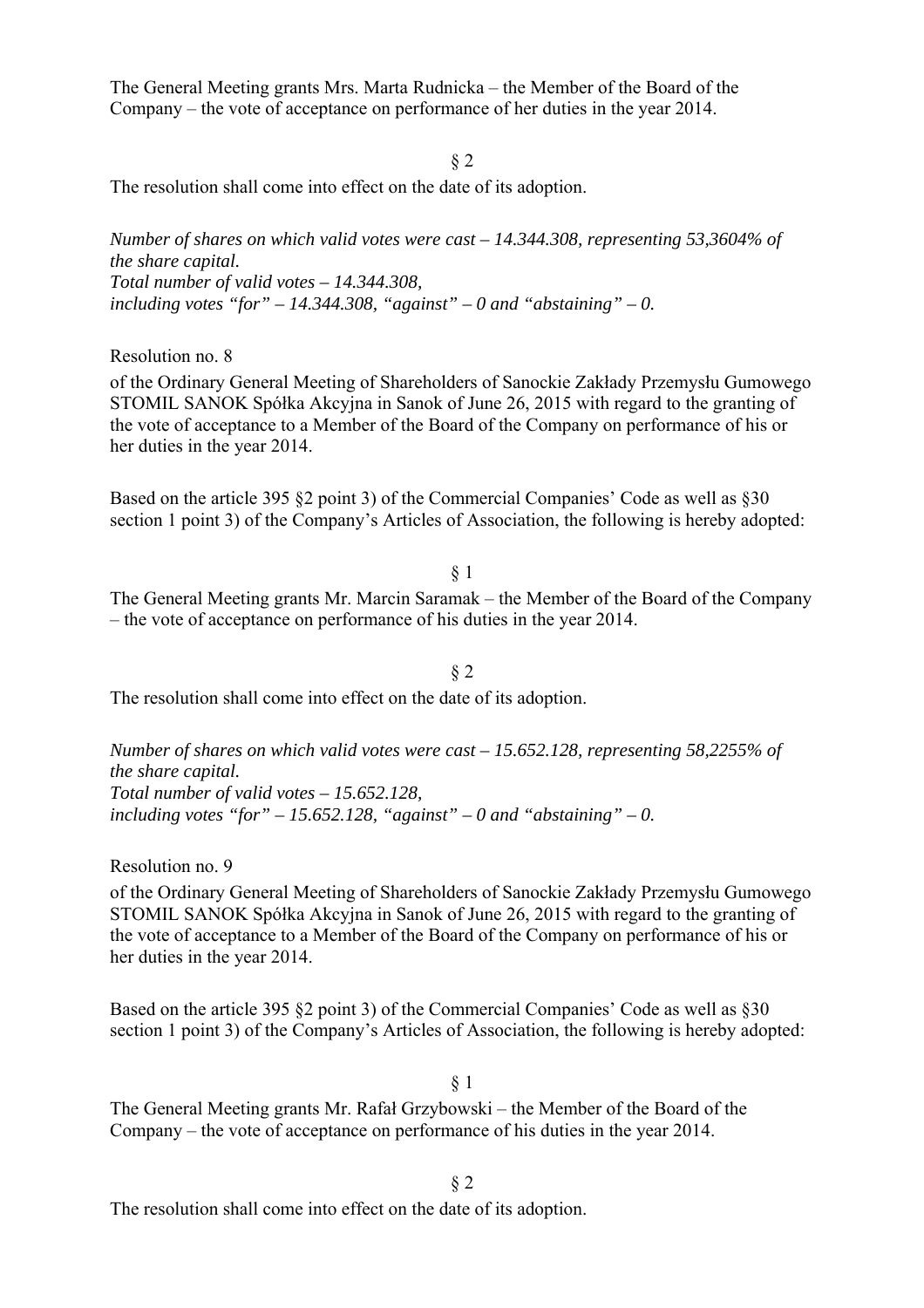The General Meeting grants Mrs. Marta Rudnicka – the Member of the Board of the Company – the vote of acceptance on performance of her duties in the year 2014.

§ 2

The resolution shall come into effect on the date of its adoption.

*Number of shares on which valid votes were cast – 14.344.308, representing 53,3604% of the share capital.*
*Total number of valid votes – 14.344.308,*
*including votes "for" – 14.344.308, "against" – 0 and "abstaining" – 0.*

Resolution no. 8

of the Ordinary General Meeting of Shareholders of Sanockie Zakłady Przemysłu Gumowego STOMIL SANOK Spółka Akcyjna in Sanok of June 26, 2015 with regard to the granting of the vote of acceptance to a Member of the Board of the Company on performance of his or her duties in the year 2014.

Based on the article 395 §2 point 3) of the Commercial Companies' Code as well as §30 section 1 point 3) of the Company's Articles of Association, the following is hereby adopted:

§ 1

The General Meeting grants Mr. Marcin Saramak – the Member of the Board of the Company – the vote of acceptance on performance of his duties in the year 2014.

§ 2

The resolution shall come into effect on the date of its adoption.

*Number of shares on which valid votes were cast – 15.652.128, representing 58,2255% of the share capital.*
*Total number of valid votes – 15.652.128,*
*including votes "for" – 15.652.128, "against" – 0 and "abstaining" – 0.*

Resolution no. 9

of the Ordinary General Meeting of Shareholders of Sanockie Zakłady Przemysłu Gumowego STOMIL SANOK Spółka Akcyjna in Sanok of June 26, 2015 with regard to the granting of the vote of acceptance to a Member of the Board of the Company on performance of his or her duties in the year 2014.

Based on the article 395 §2 point 3) of the Commercial Companies' Code as well as §30 section 1 point 3) of the Company's Articles of Association, the following is hereby adopted:

§ 1

The General Meeting grants Mr. Rafał Grzybowski – the Member of the Board of the Company – the vote of acceptance on performance of his duties in the year 2014.

§ 2

The resolution shall come into effect on the date of its adoption.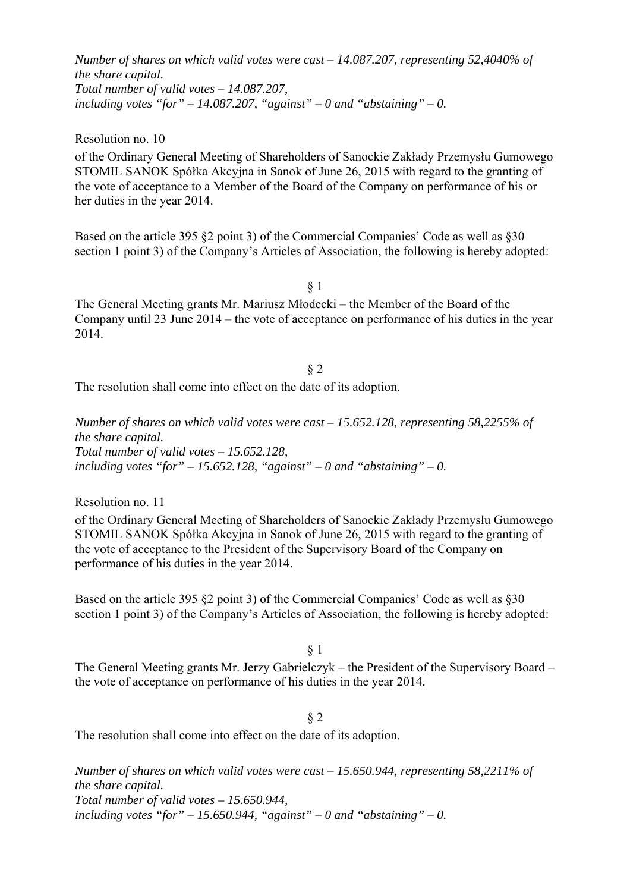*Number of shares on which valid votes were cast – 14.087.207, representing 52,4040% of the share capital.*
*Total number of valid votes – 14.087.207,*
*including votes "for" – 14.087.207, "against" – 0 and "abstaining" – 0.*

Resolution no. 10

of the Ordinary General Meeting of Shareholders of Sanockie Zakłady Przemysłu Gumowego STOMIL SANOK Spółka Akcyjna in Sanok of June 26, 2015 with regard to the granting of the vote of acceptance to a Member of the Board of the Company on performance of his or her duties in the year 2014.

Based on the article 395 §2 point 3) of the Commercial Companies' Code as well as §30 section 1 point 3) of the Company's Articles of Association, the following is hereby adopted:

§ 1

The General Meeting grants Mr. Mariusz Młodecki – the Member of the Board of the Company until 23 June 2014 – the vote of acceptance on performance of his duties in the year 2014.

§ 2

The resolution shall come into effect on the date of its adoption.

*Number of shares on which valid votes were cast – 15.652.128, representing 58,2255% of the share capital.*
*Total number of valid votes – 15.652.128,*
*including votes "for" – 15.652.128, "against" – 0 and "abstaining" – 0.*

Resolution no. 11

of the Ordinary General Meeting of Shareholders of Sanockie Zakłady Przemysłu Gumowego STOMIL SANOK Spółka Akcyjna in Sanok of June 26, 2015 with regard to the granting of the vote of acceptance to the President of the Supervisory Board of the Company on performance of his duties in the year 2014.

Based on the article 395 §2 point 3) of the Commercial Companies' Code as well as §30 section 1 point 3) of the Company's Articles of Association, the following is hereby adopted:

§ 1

The General Meeting grants Mr. Jerzy Gabrielczyk – the President of the Supervisory Board – the vote of acceptance on performance of his duties in the year 2014.

§ 2

The resolution shall come into effect on the date of its adoption.

*Number of shares on which valid votes were cast – 15.650.944, representing 58,2211% of the share capital.*
*Total number of valid votes – 15.650.944,*
*including votes "for" – 15.650.944, "against" – 0 and "abstaining" – 0.*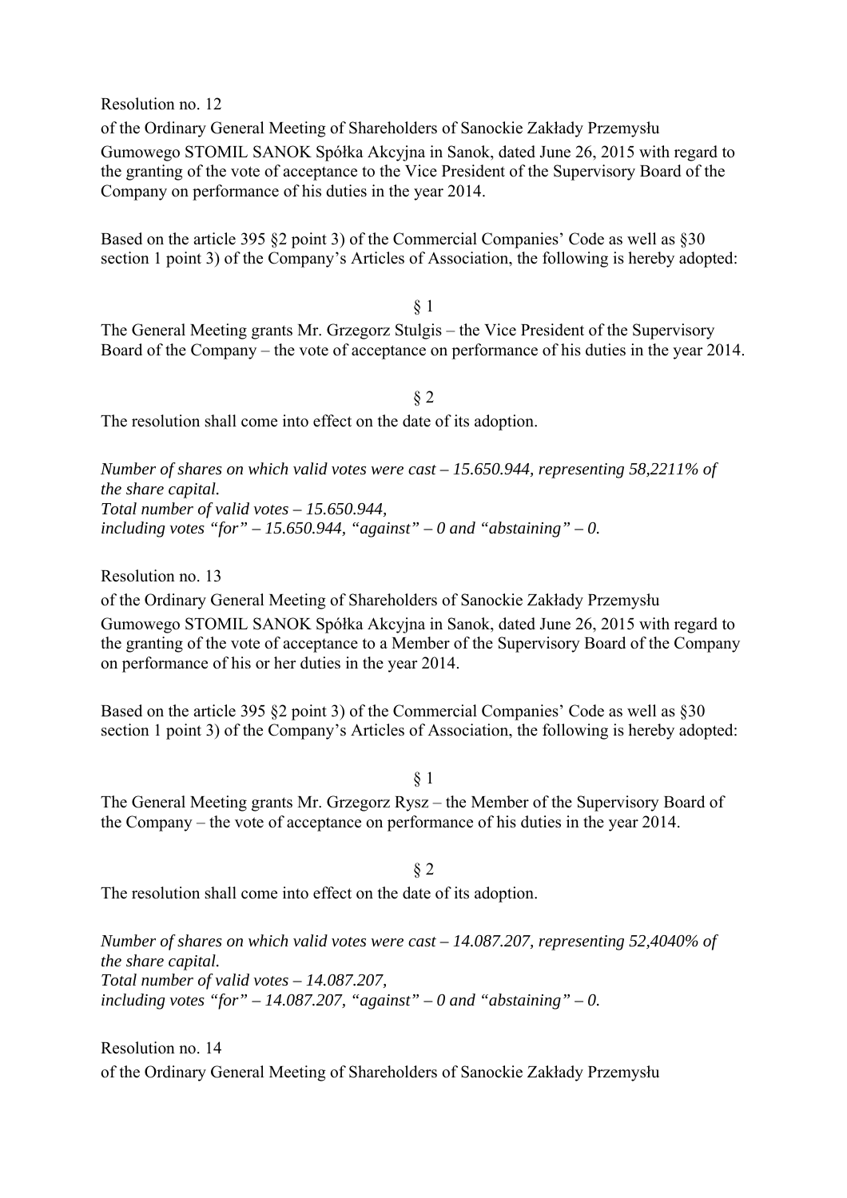Resolution no. 12

of the Ordinary General Meeting of Shareholders of Sanockie Zakłady Przemysłu Gumowego STOMIL SANOK Spółka Akcyjna in Sanok, dated June 26, 2015 with regard to the granting of the vote of acceptance to the Vice President of the Supervisory Board of the Company on performance of his duties in the year 2014.

Based on the article 395 §2 point 3) of the Commercial Companies' Code as well as §30 section 1 point 3) of the Company's Articles of Association, the following is hereby adopted:

§ 1

The General Meeting grants Mr. Grzegorz Stulgis – the Vice President of the Supervisory Board of the Company – the vote of acceptance on performance of his duties in the year 2014.

§ 2

The resolution shall come into effect on the date of its adoption.

*Number of shares on which valid votes were cast – 15.650.944, representing 58,2211% of the share capital.*
*Total number of valid votes – 15.650.944,*
*including votes "for" – 15.650.944, "against" – 0 and "abstaining" – 0.*

Resolution no. 13

of the Ordinary General Meeting of Shareholders of Sanockie Zakłady Przemysłu Gumowego STOMIL SANOK Spółka Akcyjna in Sanok, dated June 26, 2015 with regard to the granting of the vote of acceptance to a Member of the Supervisory Board of the Company on performance of his or her duties in the year 2014.

Based on the article 395 §2 point 3) of the Commercial Companies' Code as well as §30 section 1 point 3) of the Company's Articles of Association, the following is hereby adopted:

§ 1

The General Meeting grants Mr. Grzegorz Rysz – the Member of the Supervisory Board of the Company – the vote of acceptance on performance of his duties in the year 2014.

§ 2

The resolution shall come into effect on the date of its adoption.

*Number of shares on which valid votes were cast – 14.087.207, representing 52,4040% of the share capital.*
*Total number of valid votes – 14.087.207,*
*including votes "for" – 14.087.207, "against" – 0 and "abstaining" – 0.*

Resolution no. 14

of the Ordinary General Meeting of Shareholders of Sanockie Zakłady Przemysłu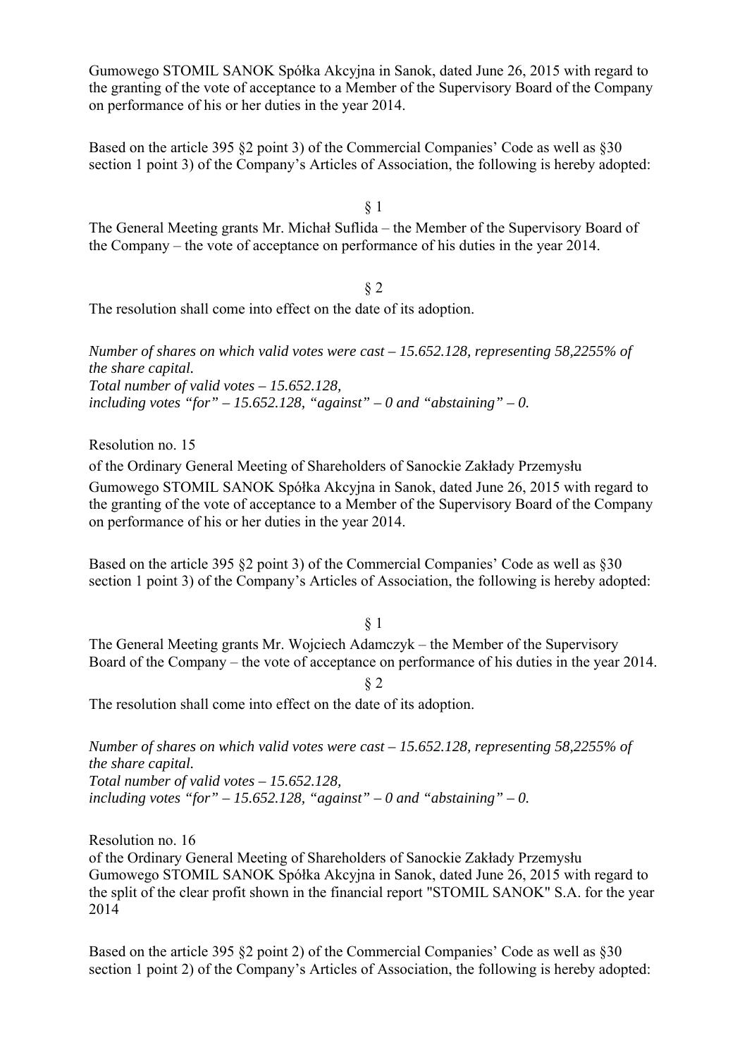Gumowego STOMIL SANOK Spółka Akcyjna in Sanok, dated June 26, 2015 with regard to the granting of the vote of acceptance to a Member of the Supervisory Board of the Company on performance of his or her duties in the year 2014.

Based on the article 395 §2 point 3) of the Commercial Companies' Code as well as §30 section 1 point 3) of the Company's Articles of Association, the following is hereby adopted:

§ 1

The General Meeting grants Mr. Michał Suflida – the Member of the Supervisory Board of the Company – the vote of acceptance on performance of his duties in the year 2014.

§ 2

The resolution shall come into effect on the date of its adoption.

*Number of shares on which valid votes were cast – 15.652.128, representing 58,2255% of the share capital.*
*Total number of valid votes – 15.652.128,*
*including votes "for" – 15.652.128, "against" – 0 and "abstaining" – 0.*

Resolution no. 15

of the Ordinary General Meeting of Shareholders of Sanockie Zakłady Przemysłu Gumowego STOMIL SANOK Spółka Akcyjna in Sanok, dated June 26, 2015 with regard to the granting of the vote of acceptance to a Member of the Supervisory Board of the Company on performance of his or her duties in the year 2014.

Based on the article 395 §2 point 3) of the Commercial Companies' Code as well as §30 section 1 point 3) of the Company's Articles of Association, the following is hereby adopted:

§ 1

The General Meeting grants Mr. Wojciech Adamczyk – the Member of the Supervisory Board of the Company – the vote of acceptance on performance of his duties in the year 2014.

§ 2

The resolution shall come into effect on the date of its adoption.

*Number of shares on which valid votes were cast – 15.652.128, representing 58,2255% of the share capital.*
*Total number of valid votes – 15.652.128,*
*including votes "for" – 15.652.128, "against" – 0 and "abstaining" – 0.*

Resolution no. 16

of the Ordinary General Meeting of Shareholders of Sanockie Zakłady Przemysłu Gumowego STOMIL SANOK Spółka Akcyjna in Sanok, dated June 26, 2015 with regard to the split of the clear profit shown in the financial report "STOMIL SANOK" S.A. for the year 2014

Based on the article 395 §2 point 2) of the Commercial Companies' Code as well as §30 section 1 point 2) of the Company's Articles of Association, the following is hereby adopted: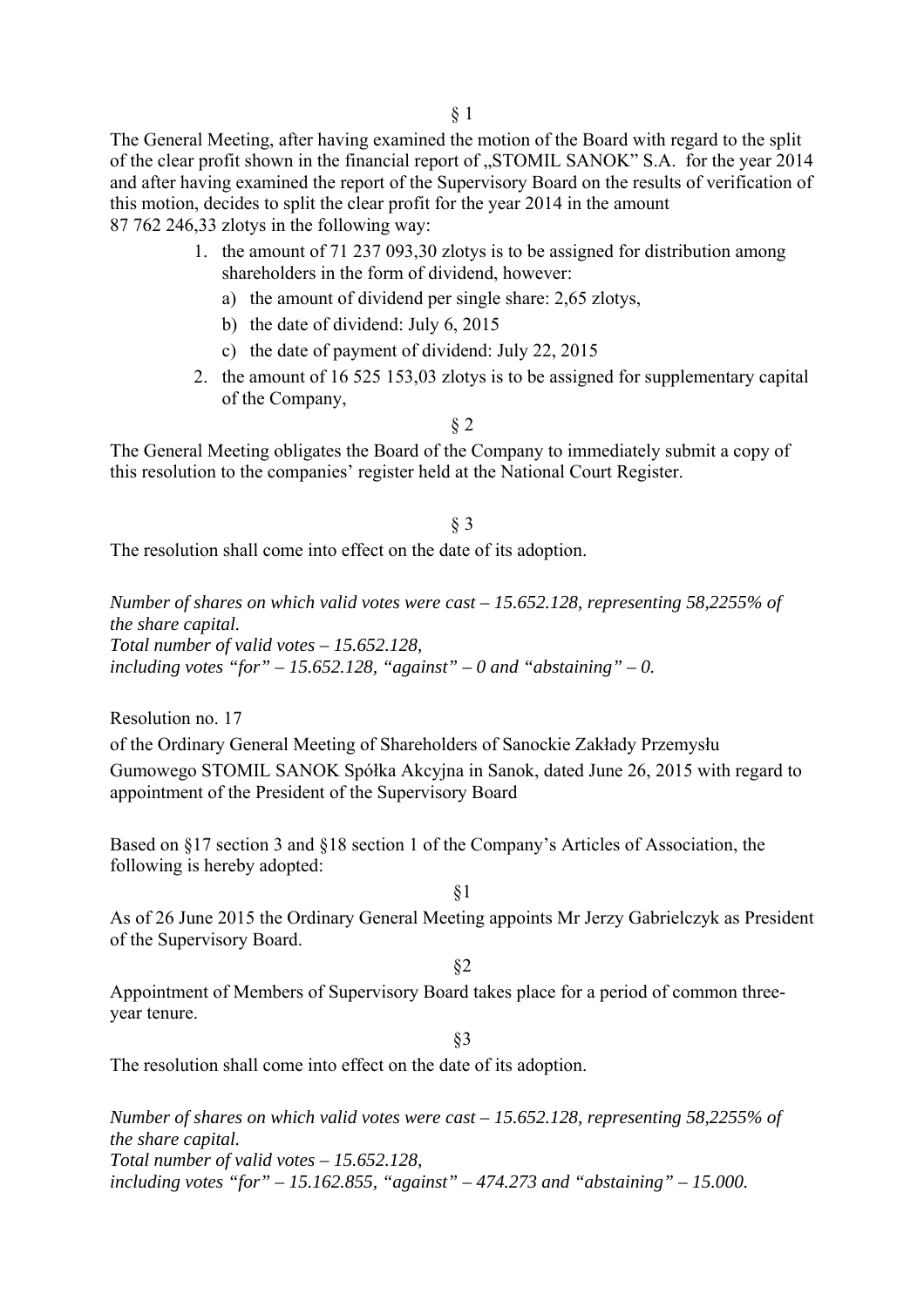§ 1

The General Meeting, after having examined the motion of the Board with regard to the split of the clear profit shown in the financial report of „STOMIL SANOK" S.A. for the year 2014 and after having examined the report of the Supervisory Board on the results of verification of this motion, decides to split the clear profit for the year 2014 in the amount 87 762 246,33 zlotys in the following way:

1. the amount of 71 237 093,30 zlotys is to be assigned for distribution among shareholders in the form of dividend, however:
   a) the amount of dividend per single share: 2,65 zlotys,
   b) the date of dividend: July 6, 2015
   c) the date of payment of dividend: July 22, 2015
2. the amount of 16 525 153,03 zlotys is to be assigned for supplementary capital of the Company,

§ 2

The General Meeting obligates the Board of the Company to immediately submit a copy of this resolution to the companies' register held at the National Court Register.

§ 3

The resolution shall come into effect on the date of its adoption.

*Number of shares on which valid votes were cast – 15.652.128, representing 58,2255% of the share capital.*
*Total number of valid votes – 15.652.128,*
*including votes "for" – 15.652.128, "against" – 0 and "abstaining" – 0.*

Resolution no. 17

of the Ordinary General Meeting of Shareholders of Sanockie Zakłady Przemysłu Gumowego STOMIL SANOK Spółka Akcyjna in Sanok, dated June 26, 2015 with regard to appointment of the President of the Supervisory Board

Based on §17 section 3 and §18 section 1 of the Company's Articles of Association, the following is hereby adopted:

§1

As of 26 June 2015 the Ordinary General Meeting appoints Mr Jerzy Gabrielczyk as President of the Supervisory Board.

§2

Appointment of Members of Supervisory Board takes place for a period of common three-year tenure.

§3

The resolution shall come into effect on the date of its adoption.

*Number of shares on which valid votes were cast – 15.652.128, representing 58,2255% of the share capital.*
*Total number of valid votes – 15.652.128,*
*including votes "for" – 15.162.855, "against" – 474.273 and "abstaining" – 15.000.*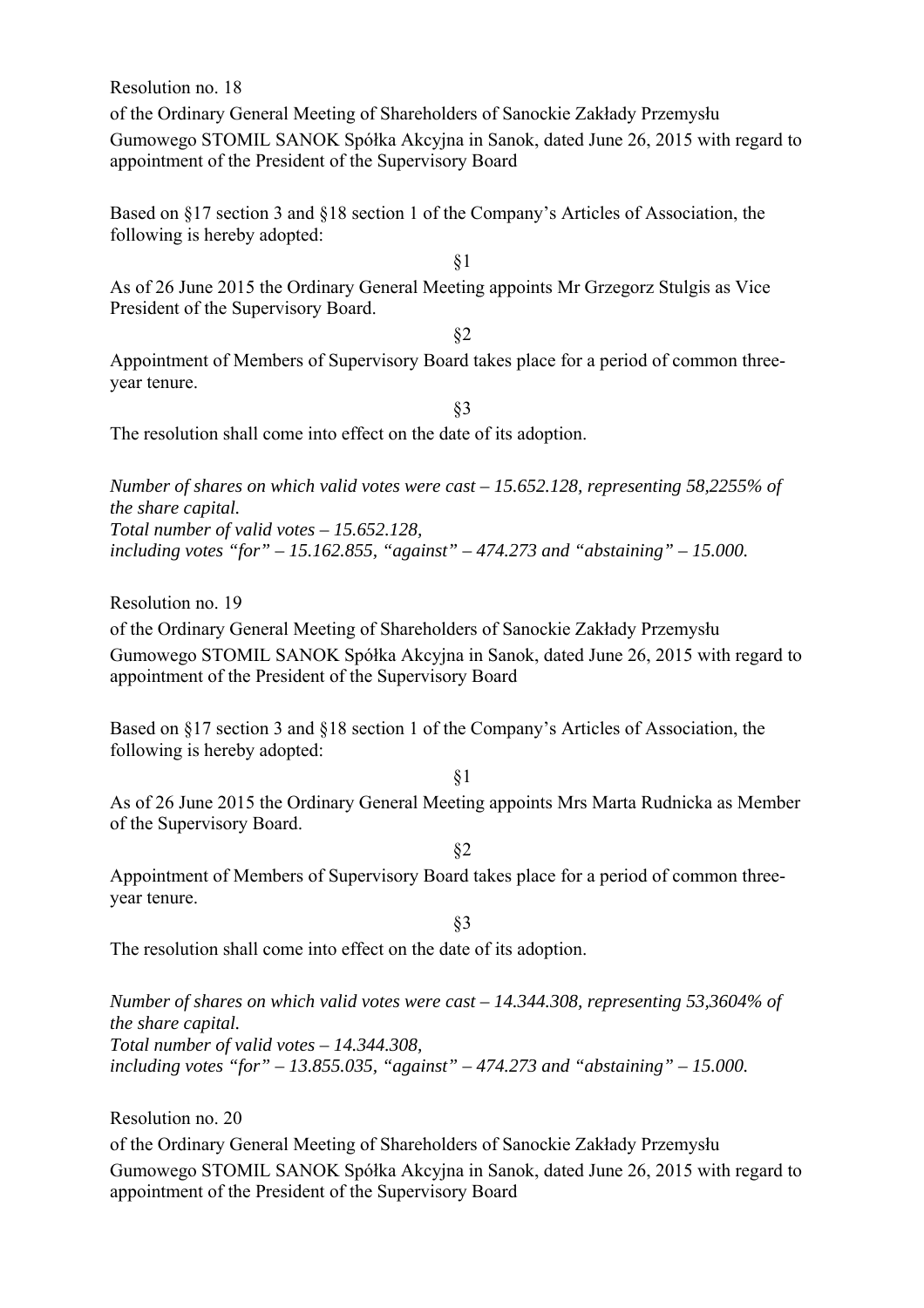Resolution no. 18

of the Ordinary General Meeting of Shareholders of Sanockie Zakłady Przemysłu Gumowego STOMIL SANOK Spółka Akcyjna in Sanok, dated June 26, 2015 with regard to appointment of the President of the Supervisory Board

Based on §17 section 3 and §18 section 1 of the Company's Articles of Association, the following is hereby adopted:

§1

As of 26 June 2015 the Ordinary General Meeting appoints Mr Grzegorz Stulgis as Vice President of the Supervisory Board.

§2

Appointment of Members of Supervisory Board takes place for a period of common three-year tenure.

§3

The resolution shall come into effect on the date of its adoption.

*Number of shares on which valid votes were cast – 15.652.128, representing 58,2255% of the share capital.*
*Total number of valid votes – 15.652.128,*
*including votes "for" – 15.162.855, "against" – 474.273 and "abstaining" – 15.000.*

Resolution no. 19

of the Ordinary General Meeting of Shareholders of Sanockie Zakłady Przemysłu Gumowego STOMIL SANOK Spółka Akcyjna in Sanok, dated June 26, 2015 with regard to appointment of the President of the Supervisory Board

Based on §17 section 3 and §18 section 1 of the Company's Articles of Association, the following is hereby adopted:

§1

As of 26 June 2015 the Ordinary General Meeting appoints Mrs Marta Rudnicka as Member of the Supervisory Board.

§2

Appointment of Members of Supervisory Board takes place for a period of common three-year tenure.

§3

The resolution shall come into effect on the date of its adoption.

*Number of shares on which valid votes were cast – 14.344.308, representing 53,3604% of the share capital.*
*Total number of valid votes – 14.344.308,*
*including votes "for" – 13.855.035, "against" – 474.273 and "abstaining" – 15.000.*

Resolution no. 20

of the Ordinary General Meeting of Shareholders of Sanockie Zakłady Przemysłu Gumowego STOMIL SANOK Spółka Akcyjna in Sanok, dated June 26, 2015 with regard to appointment of the President of the Supervisory Board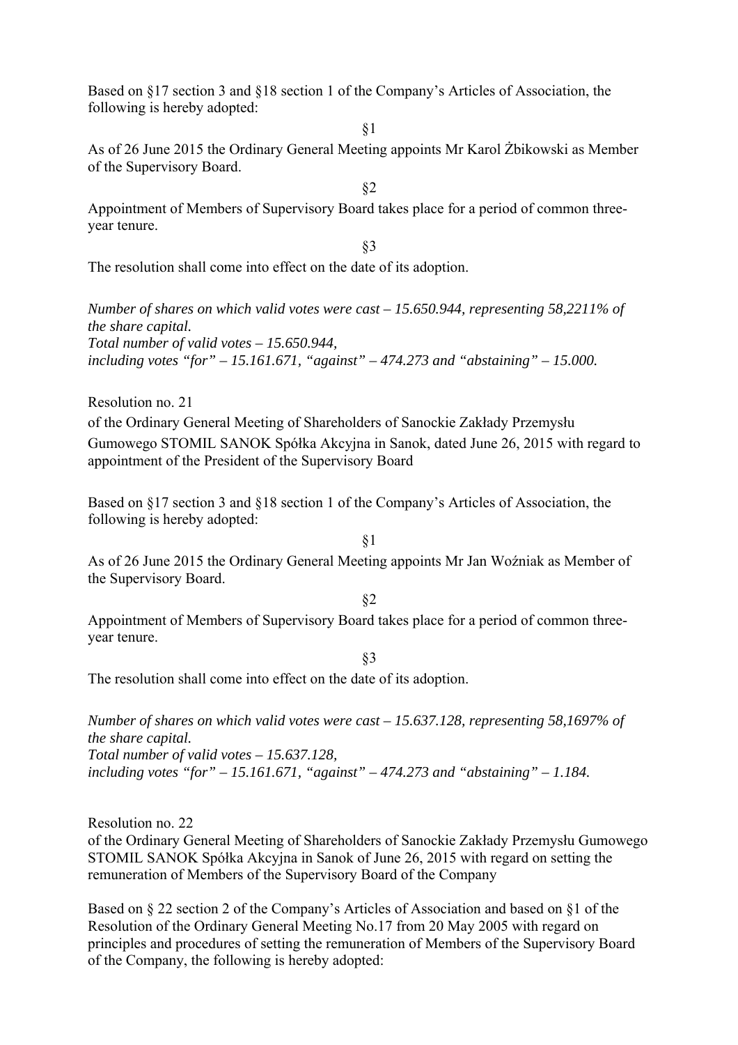Based on §17 section 3 and §18 section 1 of the Company's Articles of Association, the following is hereby adopted:

§1

As of 26 June 2015 the Ordinary General Meeting appoints Mr Karol Żbikowski as Member of the Supervisory Board.

§2

Appointment of Members of Supervisory Board takes place for a period of common three-year tenure.

§3

The resolution shall come into effect on the date of its adoption.

*Number of shares on which valid votes were cast – 15.650.944, representing 58,2211% of the share capital.*
*Total number of valid votes – 15.650.944,*
*including votes "for" – 15.161.671, "against" – 474.273 and "abstaining" – 15.000.*

Resolution no. 21

of the Ordinary General Meeting of Shareholders of Sanockie Zakłady Przemysłu Gumowego STOMIL SANOK Spółka Akcyjna in Sanok, dated June 26, 2015 with regard to appointment of the President of the Supervisory Board

Based on §17 section 3 and §18 section 1 of the Company's Articles of Association, the following is hereby adopted:

§1

As of 26 June 2015 the Ordinary General Meeting appoints Mr Jan Woźniak as Member of the Supervisory Board.

§2

Appointment of Members of Supervisory Board takes place for a period of common three-year tenure.

§3

The resolution shall come into effect on the date of its adoption.

*Number of shares on which valid votes were cast – 15.637.128, representing 58,1697% of the share capital.*
*Total number of valid votes – 15.637.128,*
*including votes "for" – 15.161.671, "against" – 474.273 and "abstaining" – 1.184.*

Resolution no. 22

of the Ordinary General Meeting of Shareholders of Sanockie Zakłady Przemysłu Gumowego STOMIL SANOK Spółka Akcyjna in Sanok of June 26, 2015 with regard on setting the remuneration of Members of the Supervisory Board of the Company

Based on § 22 section 2 of the Company's Articles of Association and based on §1 of the Resolution of the Ordinary General Meeting No.17 from 20 May 2005 with regard on principles and procedures of setting the remuneration of Members of the Supervisory Board of the Company, the following is hereby adopted: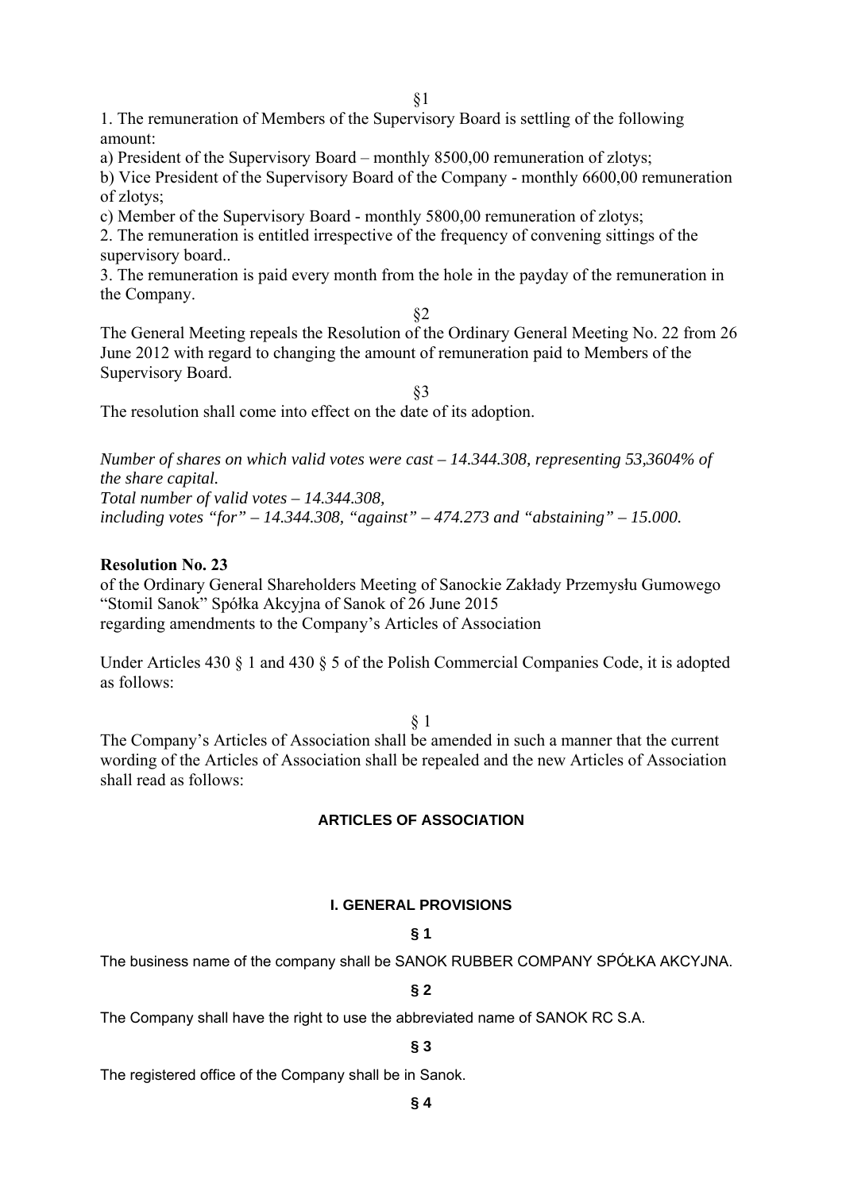§1

1. The remuneration of Members of the Supervisory Board is settling of the following amount:

a) President of the Supervisory Board – monthly 8500,00 remuneration of zlotys;

b) Vice President of the Supervisory Board of the Company - monthly 6600,00 remuneration of zlotys;

c) Member of the Supervisory Board - monthly 5800,00 remuneration of zlotys;

2. The remuneration is entitled irrespective of the frequency of convening sittings of the supervisory board..

3. The remuneration is paid every month from the hole in the payday of the remuneration in the Company.

§2

The General Meeting repeals the Resolution of the Ordinary General Meeting No. 22 from 26 June 2012 with regard to changing the amount of remuneration paid to Members of the Supervisory Board.

§3

The resolution shall come into effect on the date of its adoption.

*Number of shares on which valid votes were cast – 14.344.308, representing 53,3604% of the share capital.*
*Total number of valid votes – 14.344.308,*
*including votes "for" – 14.344.308, "against" – 474.273 and "abstaining" – 15.000.*

**Resolution No. 23**

of the Ordinary General Shareholders Meeting of Sanockie Zakłady Przemysłu Gumowego "Stomil Sanok" Spółka Akcyjna of Sanok of 26 June 2015
regarding amendments to the Company's Articles of Association

Under Articles 430 § 1 and 430 § 5 of the Polish Commercial Companies Code, it is adopted as follows:

§ 1

The Company's Articles of Association shall be amended in such a manner that the current wording of the Articles of Association shall be repealed and the new Articles of Association shall read as follows:

## ARTICLES OF ASSOCIATION

### I. GENERAL PROVISIONS

**§ 1**

The business name of the company shall be SANOK RUBBER COMPANY SPÓŁKA AKCYJNA.

**§ 2**

The Company shall have the right to use the abbreviated name of SANOK RC S.A.

**§ 3**

The registered office of the Company shall be in Sanok.

**§ 4**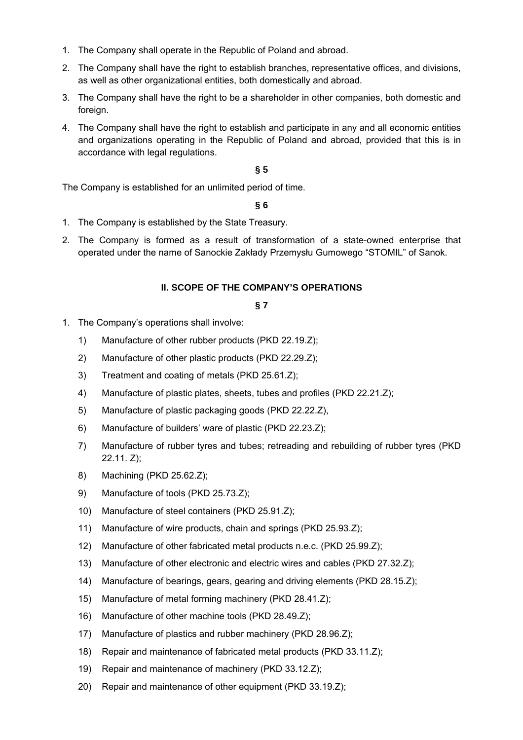1. The Company shall operate in the Republic of Poland and abroad.
2. The Company shall have the right to establish branches, representative offices, and divisions, as well as other organizational entities, both domestically and abroad.
3. The Company shall have the right to be a shareholder in other companies, both domestic and foreign.
4. The Company shall have the right to establish and participate in any and all economic entities and organizations operating in the Republic of Poland and abroad, provided that this is in accordance with legal regulations.

**§ 5**

The Company is established for an unlimited period of time.

**§ 6**

1. The Company is established by the State Treasury.
2. The Company is formed as a result of transformation of a state-owned enterprise that operated under the name of Sanockie Zakłady Przemysłu Gumowego "STOMIL" of Sanok.

## II. SCOPE OF THE COMPANY'S OPERATIONS

**§ 7**

1. The Company's operations shall involve:
   1) Manufacture of other rubber products (PKD 22.19.Z);
   2) Manufacture of other plastic products (PKD 22.29.Z);
   3) Treatment and coating of metals (PKD 25.61.Z);
   4) Manufacture of plastic plates, sheets, tubes and profiles (PKD 22.21.Z);
   5) Manufacture of plastic packaging goods (PKD 22.22.Z),
   6) Manufacture of builders' ware of plastic (PKD 22.23.Z);
   7) Manufacture of rubber tyres and tubes; retreading and rebuilding of rubber tyres (PKD 22.11. Z);
   8) Machining (PKD 25.62.Z);
   9) Manufacture of tools (PKD 25.73.Z);
   10) Manufacture of steel containers (PKD 25.91.Z);
   11) Manufacture of wire products, chain and springs (PKD 25.93.Z);
   12) Manufacture of other fabricated metal products n.e.c. (PKD 25.99.Z);
   13) Manufacture of other electronic and electric wires and cables (PKD 27.32.Z);
   14) Manufacture of bearings, gears, gearing and driving elements (PKD 28.15.Z);
   15) Manufacture of metal forming machinery (PKD 28.41.Z);
   16) Manufacture of other machine tools (PKD 28.49.Z);
   17) Manufacture of plastics and rubber machinery (PKD 28.96.Z);
   18) Repair and maintenance of fabricated metal products (PKD 33.11.Z);
   19) Repair and maintenance of machinery (PKD 33.12.Z);
   20) Repair and maintenance of other equipment (PKD 33.19.Z);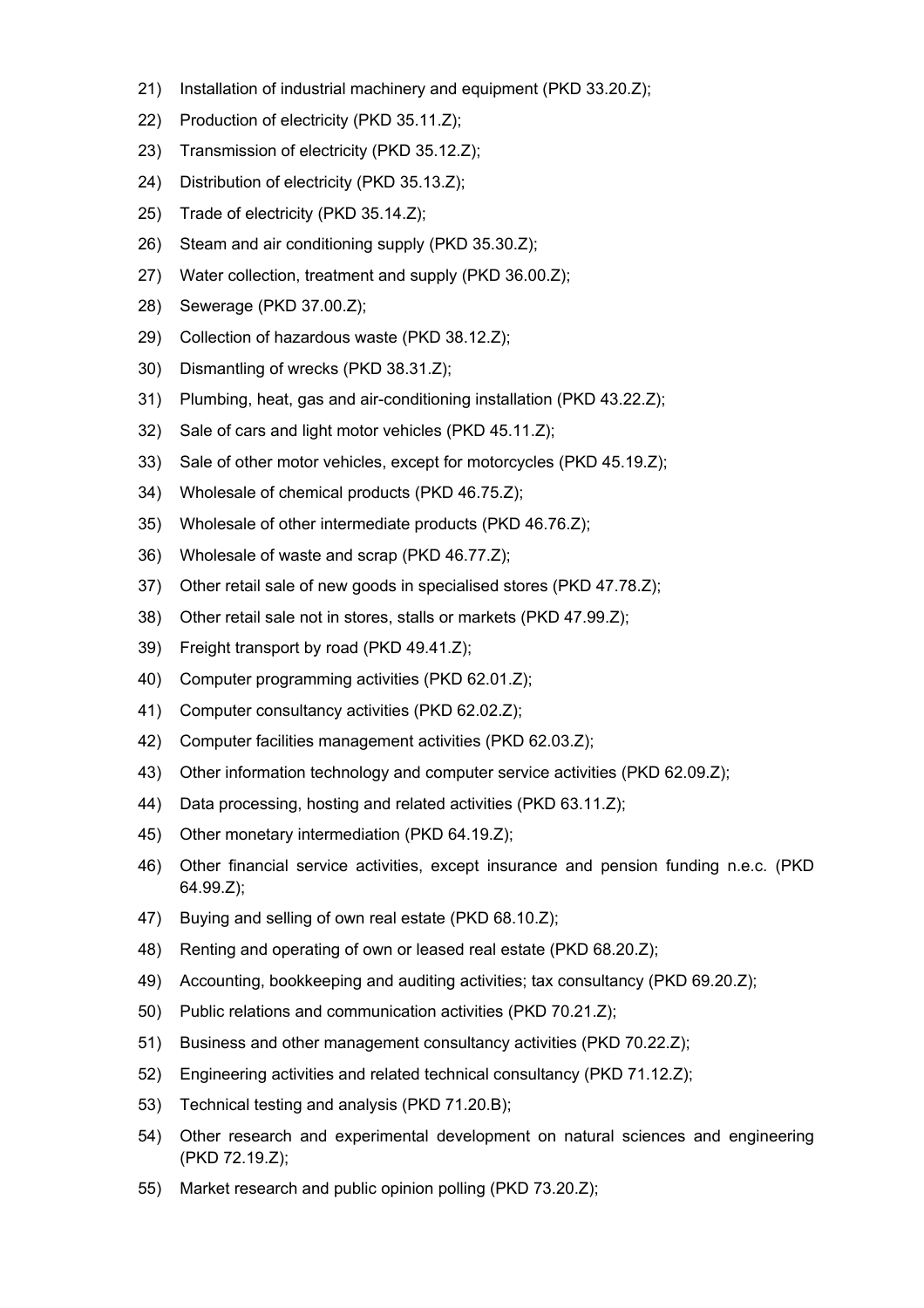21) Installation of industrial machinery and equipment (PKD 33.20.Z);
22) Production of electricity (PKD 35.11.Z);
23) Transmission of electricity (PKD 35.12.Z);
24) Distribution of electricity (PKD 35.13.Z);
25) Trade of electricity (PKD 35.14.Z);
26) Steam and air conditioning supply (PKD 35.30.Z);
27) Water collection, treatment and supply (PKD 36.00.Z);
28) Sewerage (PKD 37.00.Z);
29) Collection of hazardous waste (PKD 38.12.Z);
30) Dismantling of wrecks (PKD 38.31.Z);
31) Plumbing, heat, gas and air-conditioning installation (PKD 43.22.Z);
32) Sale of cars and light motor vehicles (PKD 45.11.Z);
33) Sale of other motor vehicles, except for motorcycles (PKD 45.19.Z);
34) Wholesale of chemical products (PKD 46.75.Z);
35) Wholesale of other intermediate products (PKD 46.76.Z);
36) Wholesale of waste and scrap (PKD 46.77.Z);
37) Other retail sale of new goods in specialised stores (PKD 47.78.Z);
38) Other retail sale not in stores, stalls or markets (PKD 47.99.Z);
39) Freight transport by road (PKD 49.41.Z);
40) Computer programming activities (PKD 62.01.Z);
41) Computer consultancy activities (PKD 62.02.Z);
42) Computer facilities management activities (PKD 62.03.Z);
43) Other information technology and computer service activities (PKD 62.09.Z);
44) Data processing, hosting and related activities (PKD 63.11.Z);
45) Other monetary intermediation (PKD 64.19.Z);
46) Other financial service activities, except insurance and pension funding n.e.c. (PKD 64.99.Z);
47) Buying and selling of own real estate (PKD 68.10.Z);
48) Renting and operating of own or leased real estate (PKD 68.20.Z);
49) Accounting, bookkeeping and auditing activities; tax consultancy (PKD 69.20.Z);
50) Public relations and communication activities (PKD 70.21.Z);
51) Business and other management consultancy activities (PKD 70.22.Z);
52) Engineering activities and related technical consultancy (PKD 71.12.Z);
53) Technical testing and analysis (PKD 71.20.B);
54) Other research and experimental development on natural sciences and engineering (PKD 72.19.Z);
55) Market research and public opinion polling (PKD 73.20.Z);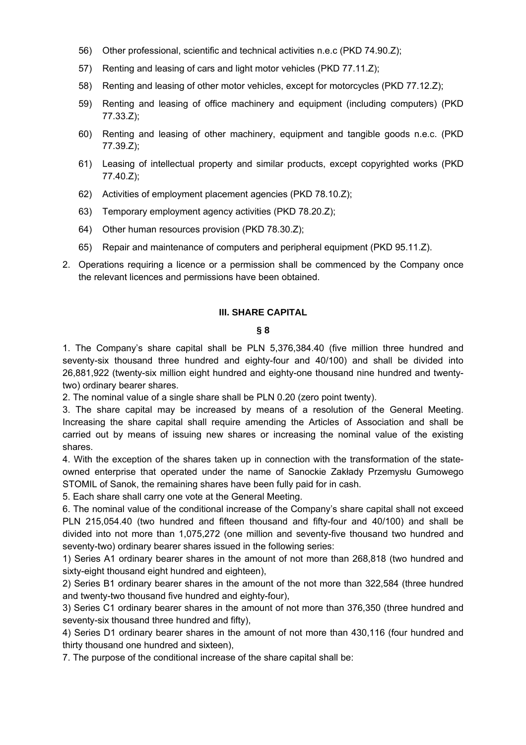56) Other professional, scientific and technical activities n.e.c (PKD 74.90.Z);

57) Renting and leasing of cars and light motor vehicles (PKD 77.11.Z);

58) Renting and leasing of other motor vehicles, except for motorcycles (PKD 77.12.Z);

59) Renting and leasing of office machinery and equipment (including computers) (PKD 77.33.Z);

60) Renting and leasing of other machinery, equipment and tangible goods n.e.c. (PKD 77.39.Z);

61) Leasing of intellectual property and similar products, except copyrighted works (PKD 77.40.Z);

62) Activities of employment placement agencies (PKD 78.10.Z);

63) Temporary employment agency activities (PKD 78.20.Z);

64) Other human resources provision (PKD 78.30.Z);

65) Repair and maintenance of computers and peripheral equipment (PKD 95.11.Z).

2. Operations requiring a licence or a permission shall be commenced by the Company once the relevant licences and permissions have been obtained.

## III. SHARE CAPITAL

### § 8

1. The Company's share capital shall be PLN 5,376,384.40 (five million three hundred and seventy-six thousand three hundred and eighty-four and 40/100) and shall be divided into 26,881,922 (twenty-six million eight hundred and eighty-one thousand nine hundred and twenty-two) ordinary bearer shares.

2. The nominal value of a single share shall be PLN 0.20 (zero point twenty).

3. The share capital may be increased by means of a resolution of the General Meeting. Increasing the share capital shall require amending the Articles of Association and shall be carried out by means of issuing new shares or increasing the nominal value of the existing shares.

4. With the exception of the shares taken up in connection with the transformation of the state-owned enterprise that operated under the name of Sanockie Zakłady Przemysłu Gumowego STOMIL of Sanok, the remaining shares have been fully paid for in cash.

5. Each share shall carry one vote at the General Meeting.

6. The nominal value of the conditional increase of the Company's share capital shall not exceed PLN 215,054.40 (two hundred and fifteen thousand and fifty-four and 40/100) and shall be divided into not more than 1,075,272 (one million and seventy-five thousand two hundred and seventy-two) ordinary bearer shares issued in the following series:

1) Series A1 ordinary bearer shares in the amount of not more than 268,818 (two hundred and sixty-eight thousand eight hundred and eighteen),

2) Series B1 ordinary bearer shares in the amount of the not more than 322,584 (three hundred and twenty-two thousand five hundred and eighty-four),

3) Series C1 ordinary bearer shares in the amount of not more than 376,350 (three hundred and seventy-six thousand three hundred and fifty),

4) Series D1 ordinary bearer shares in the amount of not more than 430,116 (four hundred and thirty thousand one hundred and sixteen),

7. The purpose of the conditional increase of the share capital shall be: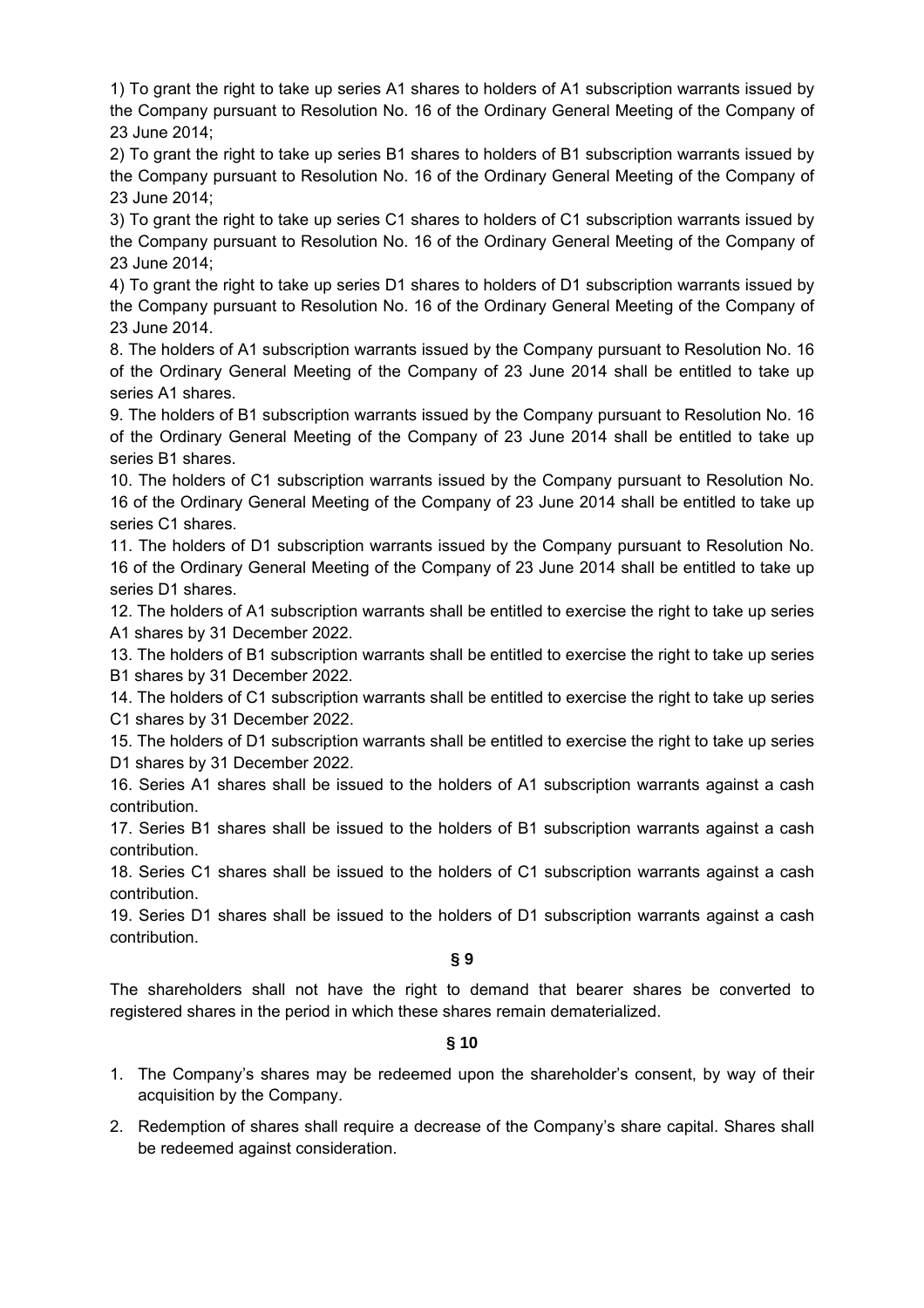1) To grant the right to take up series A1 shares to holders of A1 subscription warrants issued by the Company pursuant to Resolution No. 16 of the Ordinary General Meeting of the Company of 23 June 2014;

2) To grant the right to take up series B1 shares to holders of B1 subscription warrants issued by the Company pursuant to Resolution No. 16 of the Ordinary General Meeting of the Company of 23 June 2014;

3) To grant the right to take up series C1 shares to holders of C1 subscription warrants issued by the Company pursuant to Resolution No. 16 of the Ordinary General Meeting of the Company of 23 June 2014;

4) To grant the right to take up series D1 shares to holders of D1 subscription warrants issued by the Company pursuant to Resolution No. 16 of the Ordinary General Meeting of the Company of 23 June 2014.

8. The holders of A1 subscription warrants issued by the Company pursuant to Resolution No. 16 of the Ordinary General Meeting of the Company of 23 June 2014 shall be entitled to take up series A1 shares.

9. The holders of B1 subscription warrants issued by the Company pursuant to Resolution No. 16 of the Ordinary General Meeting of the Company of 23 June 2014 shall be entitled to take up series B1 shares.

10. The holders of C1 subscription warrants issued by the Company pursuant to Resolution No. 16 of the Ordinary General Meeting of the Company of 23 June 2014 shall be entitled to take up series C1 shares.

11. The holders of D1 subscription warrants issued by the Company pursuant to Resolution No. 16 of the Ordinary General Meeting of the Company of 23 June 2014 shall be entitled to take up series D1 shares.

12. The holders of A1 subscription warrants shall be entitled to exercise the right to take up series A1 shares by 31 December 2022.

13. The holders of B1 subscription warrants shall be entitled to exercise the right to take up series B1 shares by 31 December 2022.

14. The holders of C1 subscription warrants shall be entitled to exercise the right to take up series C1 shares by 31 December 2022.

15. The holders of D1 subscription warrants shall be entitled to exercise the right to take up series D1 shares by 31 December 2022.

16. Series A1 shares shall be issued to the holders of A1 subscription warrants against a cash contribution.

17. Series B1 shares shall be issued to the holders of B1 subscription warrants against a cash contribution.

18. Series C1 shares shall be issued to the holders of C1 subscription warrants against a cash contribution.

19. Series D1 shares shall be issued to the holders of D1 subscription warrants against a cash contribution.

**§ 9**

The shareholders shall not have the right to demand that bearer shares be converted to registered shares in the period in which these shares remain dematerialized.

**§ 10**

1. The Company's shares may be redeemed upon the shareholder's consent, by way of their acquisition by the Company.
2. Redemption of shares shall require a decrease of the Company's share capital. Shares shall be redeemed against consideration.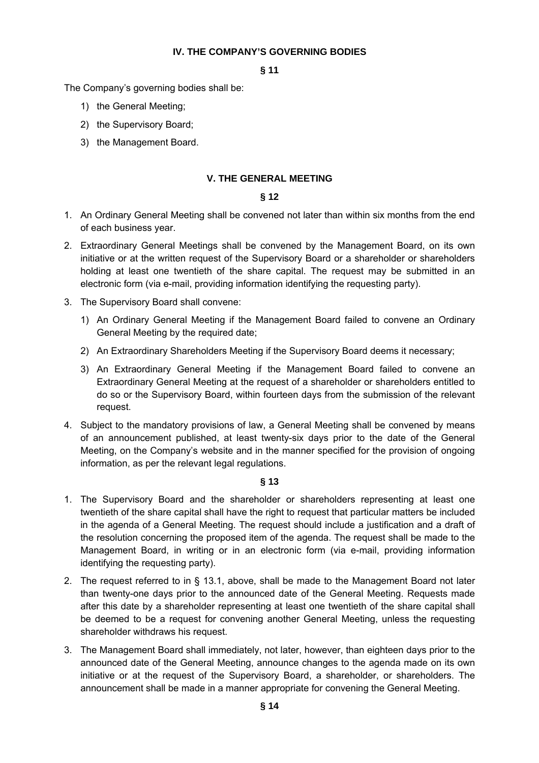## IV. THE COMPANY'S GOVERNING BODIES

**§ 11**

The Company's governing bodies shall be:

1) the General Meeting;
2) the Supervisory Board;
3) the Management Board.

## V. THE GENERAL MEETING

**§ 12**

1. An Ordinary General Meeting shall be convened not later than within six months from the end of each business year.
2. Extraordinary General Meetings shall be convened by the Management Board, on its own initiative or at the written request of the Supervisory Board or a shareholder or shareholders holding at least one twentieth of the share capital. The request may be submitted in an electronic form (via e-mail, providing information identifying the requesting party).
3. The Supervisory Board shall convene:
   1) An Ordinary General Meeting if the Management Board failed to convene an Ordinary General Meeting by the required date;
   2) An Extraordinary Shareholders Meeting if the Supervisory Board deems it necessary;
   3) An Extraordinary General Meeting if the Management Board failed to convene an Extraordinary General Meeting at the request of a shareholder or shareholders entitled to do so or the Supervisory Board, within fourteen days from the submission of the relevant request.
4. Subject to the mandatory provisions of law, a General Meeting shall be convened by means of an announcement published, at least twenty-six days prior to the date of the General Meeting, on the Company's website and in the manner specified for the provision of ongoing information, as per the relevant legal regulations.

**§ 13**

1. The Supervisory Board and the shareholder or shareholders representing at least one twentieth of the share capital shall have the right to request that particular matters be included in the agenda of a General Meeting. The request should include a justification and a draft of the resolution concerning the proposed item of the agenda. The request shall be made to the Management Board, in writing or in an electronic form (via e-mail, providing information identifying the requesting party).
2. The request referred to in § 13.1, above, shall be made to the Management Board not later than twenty-one days prior to the announced date of the General Meeting. Requests made after this date by a shareholder representing at least one twentieth of the share capital shall be deemed to be a request for convening another General Meeting, unless the requesting shareholder withdraws his request.
3. The Management Board shall immediately, not later, however, than eighteen days prior to the announced date of the General Meeting, announce changes to the agenda made on its own initiative or at the request of the Supervisory Board, a shareholder, or shareholders. The announcement shall be made in a manner appropriate for convening the General Meeting.

**§ 14**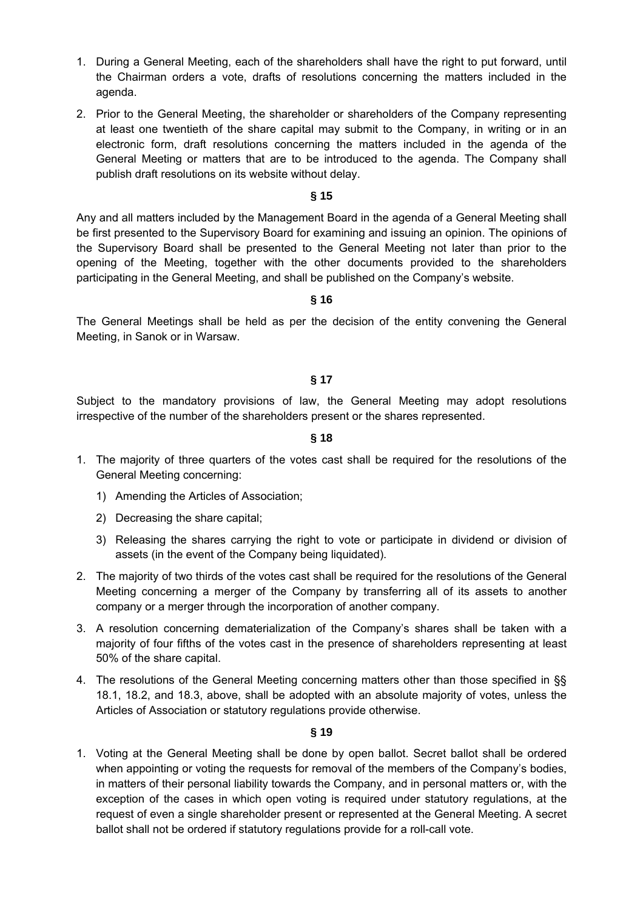1. During a General Meeting, each of the shareholders shall have the right to put forward, until the Chairman orders a vote, drafts of resolutions concerning the matters included in the agenda.

2. Prior to the General Meeting, the shareholder or shareholders of the Company representing at least one twentieth of the share capital may submit to the Company, in writing or in an electronic form, draft resolutions concerning the matters included in the agenda of the General Meeting or matters that are to be introduced to the agenda. The Company shall publish draft resolutions on its website without delay.

**§ 15**

Any and all matters included by the Management Board in the agenda of a General Meeting shall be first presented to the Supervisory Board for examining and issuing an opinion. The opinions of the Supervisory Board shall be presented to the General Meeting not later than prior to the opening of the Meeting, together with the other documents provided to the shareholders participating in the General Meeting, and shall be published on the Company's website.

**§ 16**

The General Meetings shall be held as per the decision of the entity convening the General Meeting, in Sanok or in Warsaw.

**§ 17**

Subject to the mandatory provisions of law, the General Meeting may adopt resolutions irrespective of the number of the shareholders present or the shares represented.

**§ 18**

1. The majority of three quarters of the votes cast shall be required for the resolutions of the General Meeting concerning:
   1) Amending the Articles of Association;
   2) Decreasing the share capital;
   3) Releasing the shares carrying the right to vote or participate in dividend or division of assets (in the event of the Company being liquidated).

2. The majority of two thirds of the votes cast shall be required for the resolutions of the General Meeting concerning a merger of the Company by transferring all of its assets to another company or a merger through the incorporation of another company.

3. A resolution concerning dematerialization of the Company's shares shall be taken with a majority of four fifths of the votes cast in the presence of shareholders representing at least 50% of the share capital.

4. The resolutions of the General Meeting concerning matters other than those specified in §§ 18.1, 18.2, and 18.3, above, shall be adopted with an absolute majority of votes, unless the Articles of Association or statutory regulations provide otherwise.

**§ 19**

1. Voting at the General Meeting shall be done by open ballot. Secret ballot shall be ordered when appointing or voting the requests for removal of the members of the Company's bodies, in matters of their personal liability towards the Company, and in personal matters or, with the exception of the cases in which open voting is required under statutory regulations, at the request of even a single shareholder present or represented at the General Meeting. A secret ballot shall not be ordered if statutory regulations provide for a roll-call vote.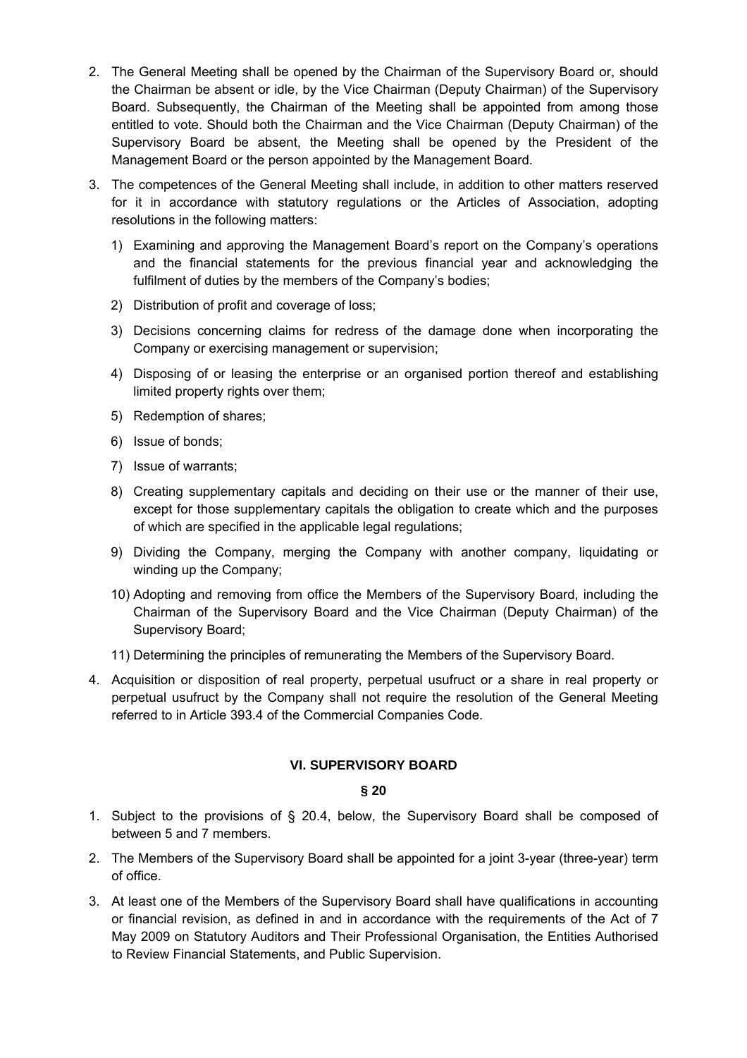2. The General Meeting shall be opened by the Chairman of the Supervisory Board or, should the Chairman be absent or idle, by the Vice Chairman (Deputy Chairman) of the Supervisory Board. Subsequently, the Chairman of the Meeting shall be appointed from among those entitled to vote. Should both the Chairman and the Vice Chairman (Deputy Chairman) of the Supervisory Board be absent, the Meeting shall be opened by the President of the Management Board or the person appointed by the Management Board.

3. The competences of the General Meeting shall include, in addition to other matters reserved for it in accordance with statutory regulations or the Articles of Association, adopting resolutions in the following matters:

   1) Examining and approving the Management Board's report on the Company's operations and the financial statements for the previous financial year and acknowledging the fulfilment of duties by the members of the Company's bodies;

   2) Distribution of profit and coverage of loss;

   3) Decisions concerning claims for redress of the damage done when incorporating the Company or exercising management or supervision;

   4) Disposing of or leasing the enterprise or an organised portion thereof and establishing limited property rights over them;

   5) Redemption of shares;

   6) Issue of bonds;

   7) Issue of warrants;

   8) Creating supplementary capitals and deciding on their use or the manner of their use, except for those supplementary capitals the obligation to create which and the purposes of which are specified in the applicable legal regulations;

   9) Dividing the Company, merging the Company with another company, liquidating or winding up the Company;

   10) Adopting and removing from office the Members of the Supervisory Board, including the Chairman of the Supervisory Board and the Vice Chairman (Deputy Chairman) of the Supervisory Board;

   11) Determining the principles of remunerating the Members of the Supervisory Board.

4. Acquisition or disposition of real property, perpetual usufruct or a share in real property or perpetual usufruct by the Company shall not require the resolution of the General Meeting referred to in Article 393.4 of the Commercial Companies Code.

## VI. SUPERVISORY BOARD

### § 20

1. Subject to the provisions of § 20.4, below, the Supervisory Board shall be composed of between 5 and 7 members.

2. The Members of the Supervisory Board shall be appointed for a joint 3-year (three-year) term of office.

3. At least one of the Members of the Supervisory Board shall have qualifications in accounting or financial revision, as defined in and in accordance with the requirements of the Act of 7 May 2009 on Statutory Auditors and Their Professional Organisation, the Entities Authorised to Review Financial Statements, and Public Supervision.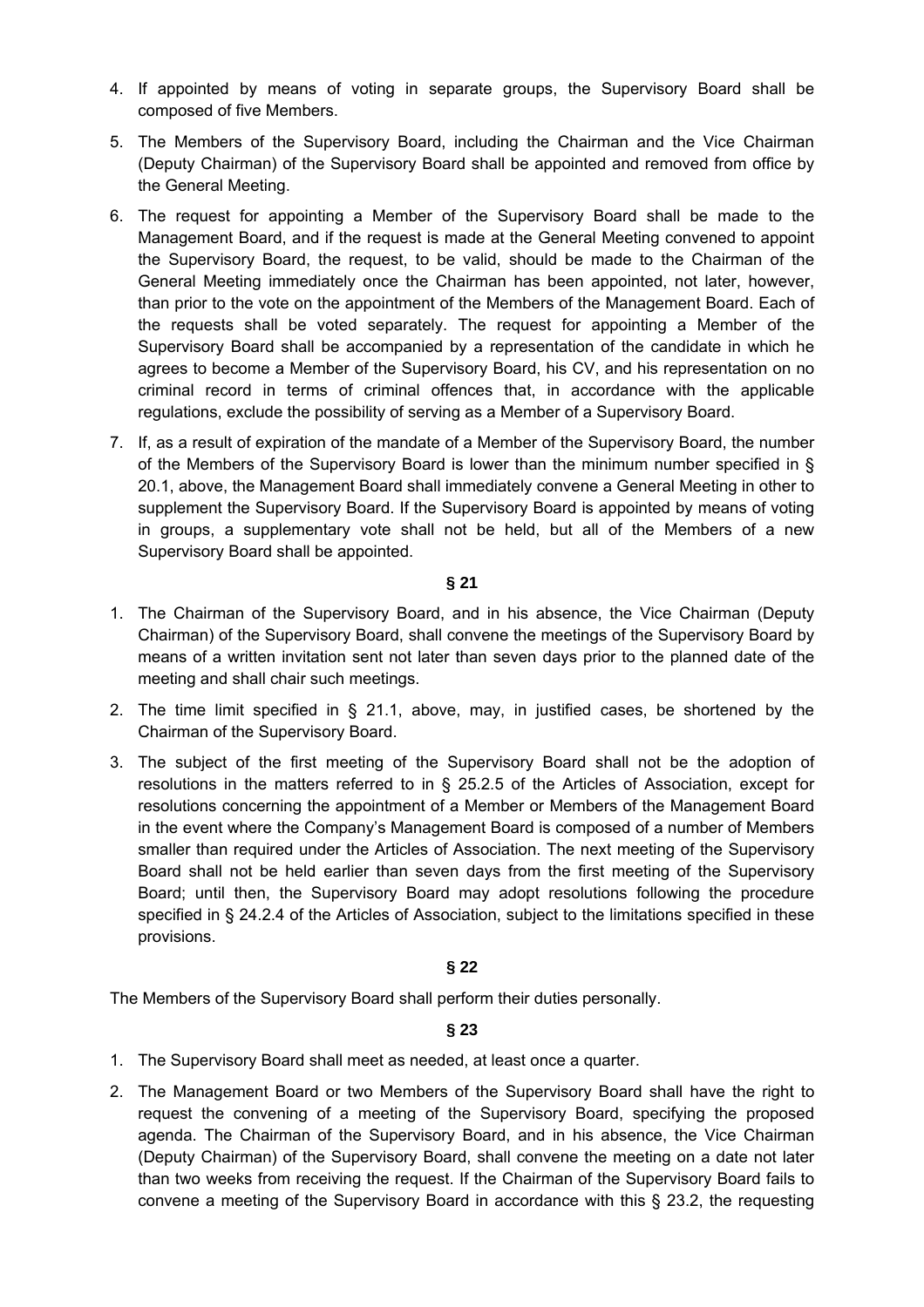4. If appointed by means of voting in separate groups, the Supervisory Board shall be composed of five Members.

5. The Members of the Supervisory Board, including the Chairman and the Vice Chairman (Deputy Chairman) of the Supervisory Board shall be appointed and removed from office by the General Meeting.

6. The request for appointing a Member of the Supervisory Board shall be made to the Management Board, and if the request is made at the General Meeting convened to appoint the Supervisory Board, the request, to be valid, should be made to the Chairman of the General Meeting immediately once the Chairman has been appointed, not later, however, than prior to the vote on the appointment of the Members of the Management Board. Each of the requests shall be voted separately. The request for appointing a Member of the Supervisory Board shall be accompanied by a representation of the candidate in which he agrees to become a Member of the Supervisory Board, his CV, and his representation on no criminal record in terms of criminal offences that, in accordance with the applicable regulations, exclude the possibility of serving as a Member of a Supervisory Board.

7. If, as a result of expiration of the mandate of a Member of the Supervisory Board, the number of the Members of the Supervisory Board is lower than the minimum number specified in § 20.1, above, the Management Board shall immediately convene a General Meeting in other to supplement the Supervisory Board. If the Supervisory Board is appointed by means of voting in groups, a supplementary vote shall not be held, but all of the Members of a new Supervisory Board shall be appointed.

**§ 21**

1. The Chairman of the Supervisory Board, and in his absence, the Vice Chairman (Deputy Chairman) of the Supervisory Board, shall convene the meetings of the Supervisory Board by means of a written invitation sent not later than seven days prior to the planned date of the meeting and shall chair such meetings.

2. The time limit specified in § 21.1, above, may, in justified cases, be shortened by the Chairman of the Supervisory Board.

3. The subject of the first meeting of the Supervisory Board shall not be the adoption of resolutions in the matters referred to in § 25.2.5 of the Articles of Association, except for resolutions concerning the appointment of a Member or Members of the Management Board in the event where the Company's Management Board is composed of a number of Members smaller than required under the Articles of Association. The next meeting of the Supervisory Board shall not be held earlier than seven days from the first meeting of the Supervisory Board; until then, the Supervisory Board may adopt resolutions following the procedure specified in § 24.2.4 of the Articles of Association, subject to the limitations specified in these provisions.

**§ 22**

The Members of the Supervisory Board shall perform their duties personally.

**§ 23**

1. The Supervisory Board shall meet as needed, at least once a quarter.

2. The Management Board or two Members of the Supervisory Board shall have the right to request the convening of a meeting of the Supervisory Board, specifying the proposed agenda. The Chairman of the Supervisory Board, and in his absence, the Vice Chairman (Deputy Chairman) of the Supervisory Board, shall convene the meeting on a date not later than two weeks from receiving the request. If the Chairman of the Supervisory Board fails to convene a meeting of the Supervisory Board in accordance with this § 23.2, the requesting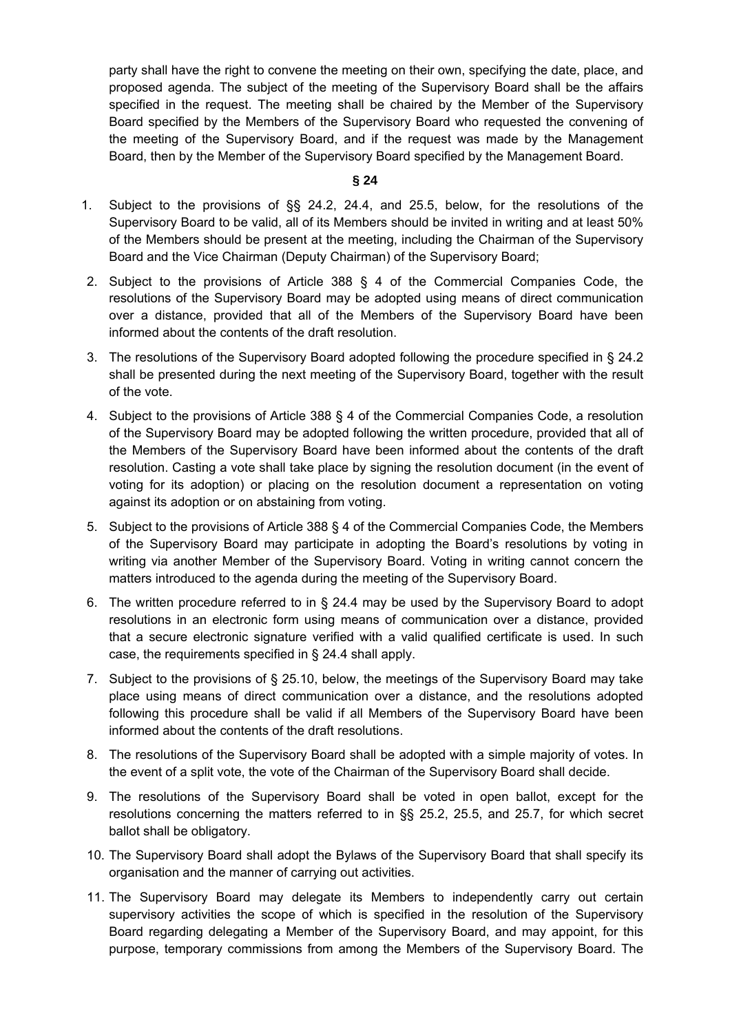party shall have the right to convene the meeting on their own, specifying the date, place, and proposed agenda. The subject of the meeting of the Supervisory Board shall be the affairs specified in the request. The meeting shall be chaired by the Member of the Supervisory Board specified by the Members of the Supervisory Board who requested the convening of the meeting of the Supervisory Board, and if the request was made by the Management Board, then by the Member of the Supervisory Board specified by the Management Board.

**§ 24**

1. Subject to the provisions of §§ 24.2, 24.4, and 25.5, below, for the resolutions of the Supervisory Board to be valid, all of its Members should be invited in writing and at least 50% of the Members should be present at the meeting, including the Chairman of the Supervisory Board and the Vice Chairman (Deputy Chairman) of the Supervisory Board;
2. Subject to the provisions of Article 388 § 4 of the Commercial Companies Code, the resolutions of the Supervisory Board may be adopted using means of direct communication over a distance, provided that all of the Members of the Supervisory Board have been informed about the contents of the draft resolution.
3. The resolutions of the Supervisory Board adopted following the procedure specified in § 24.2 shall be presented during the next meeting of the Supervisory Board, together with the result of the vote.
4. Subject to the provisions of Article 388 § 4 of the Commercial Companies Code, a resolution of the Supervisory Board may be adopted following the written procedure, provided that all of the Members of the Supervisory Board have been informed about the contents of the draft resolution. Casting a vote shall take place by signing the resolution document (in the event of voting for its adoption) or placing on the resolution document a representation on voting against its adoption or on abstaining from voting.
5. Subject to the provisions of Article 388 § 4 of the Commercial Companies Code, the Members of the Supervisory Board may participate in adopting the Board's resolutions by voting in writing via another Member of the Supervisory Board. Voting in writing cannot concern the matters introduced to the agenda during the meeting of the Supervisory Board.
6. The written procedure referred to in § 24.4 may be used by the Supervisory Board to adopt resolutions in an electronic form using means of communication over a distance, provided that a secure electronic signature verified with a valid qualified certificate is used. In such case, the requirements specified in § 24.4 shall apply.
7. Subject to the provisions of § 25.10, below, the meetings of the Supervisory Board may take place using means of direct communication over a distance, and the resolutions adopted following this procedure shall be valid if all Members of the Supervisory Board have been informed about the contents of the draft resolutions.
8. The resolutions of the Supervisory Board shall be adopted with a simple majority of votes. In the event of a split vote, the vote of the Chairman of the Supervisory Board shall decide.
9. The resolutions of the Supervisory Board shall be voted in open ballot, except for the resolutions concerning the matters referred to in §§ 25.2, 25.5, and 25.7, for which secret ballot shall be obligatory.
10. The Supervisory Board shall adopt the Bylaws of the Supervisory Board that shall specify its organisation and the manner of carrying out activities.
11. The Supervisory Board may delegate its Members to independently carry out certain supervisory activities the scope of which is specified in the resolution of the Supervisory Board regarding delegating a Member of the Supervisory Board, and may appoint, for this purpose, temporary commissions from among the Members of the Supervisory Board. The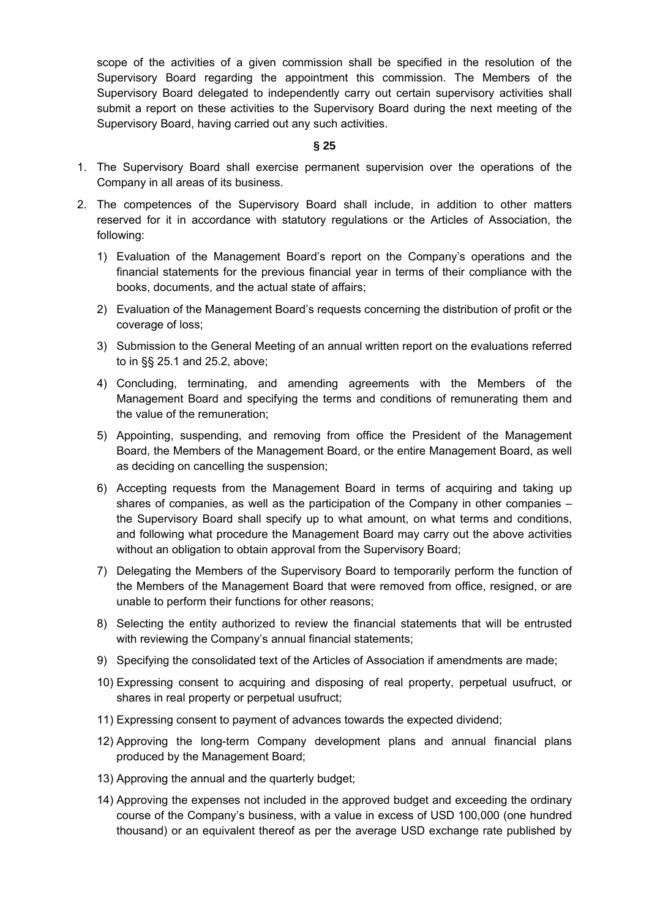scope of the activities of a given commission shall be specified in the resolution of the Supervisory Board regarding the appointment this commission. The Members of the Supervisory Board delegated to independently carry out certain supervisory activities shall submit a report on these activities to the Supervisory Board during the next meeting of the Supervisory Board, having carried out any such activities.

**§ 25**

1. The Supervisory Board shall exercise permanent supervision over the operations of the Company in all areas of its business.
2. The competences of the Supervisory Board shall include, in addition to other matters reserved for it in accordance with statutory regulations or the Articles of Association, the following:
   1) Evaluation of the Management Board's report on the Company's operations and the financial statements for the previous financial year in terms of their compliance with the books, documents, and the actual state of affairs;
   2) Evaluation of the Management Board's requests concerning the distribution of profit or the coverage of loss;
   3) Submission to the General Meeting of an annual written report on the evaluations referred to in §§ 25.1 and 25.2, above;
   4) Concluding, terminating, and amending agreements with the Members of the Management Board and specifying the terms and conditions of remunerating them and the value of the remuneration;
   5) Appointing, suspending, and removing from office the President of the Management Board, the Members of the Management Board, or the entire Management Board, as well as deciding on cancelling the suspension;
   6) Accepting requests from the Management Board in terms of acquiring and taking up shares of companies, as well as the participation of the Company in other companies – the Supervisory Board shall specify up to what amount, on what terms and conditions, and following what procedure the Management Board may carry out the above activities without an obligation to obtain approval from the Supervisory Board;
   7) Delegating the Members of the Supervisory Board to temporarily perform the function of the Members of the Management Board that were removed from office, resigned, or are unable to perform their functions for other reasons;
   8) Selecting the entity authorized to review the financial statements that will be entrusted with reviewing the Company's annual financial statements;
   9) Specifying the consolidated text of the Articles of Association if amendments are made;
   10) Expressing consent to acquiring and disposing of real property, perpetual usufruct, or shares in real property or perpetual usufruct;
   11) Expressing consent to payment of advances towards the expected dividend;
   12) Approving the long-term Company development plans and annual financial plans produced by the Management Board;
   13) Approving the annual and the quarterly budget;
   14) Approving the expenses not included in the approved budget and exceeding the ordinary course of the Company's business, with a value in excess of USD 100,000 (one hundred thousand) or an equivalent thereof as per the average USD exchange rate published by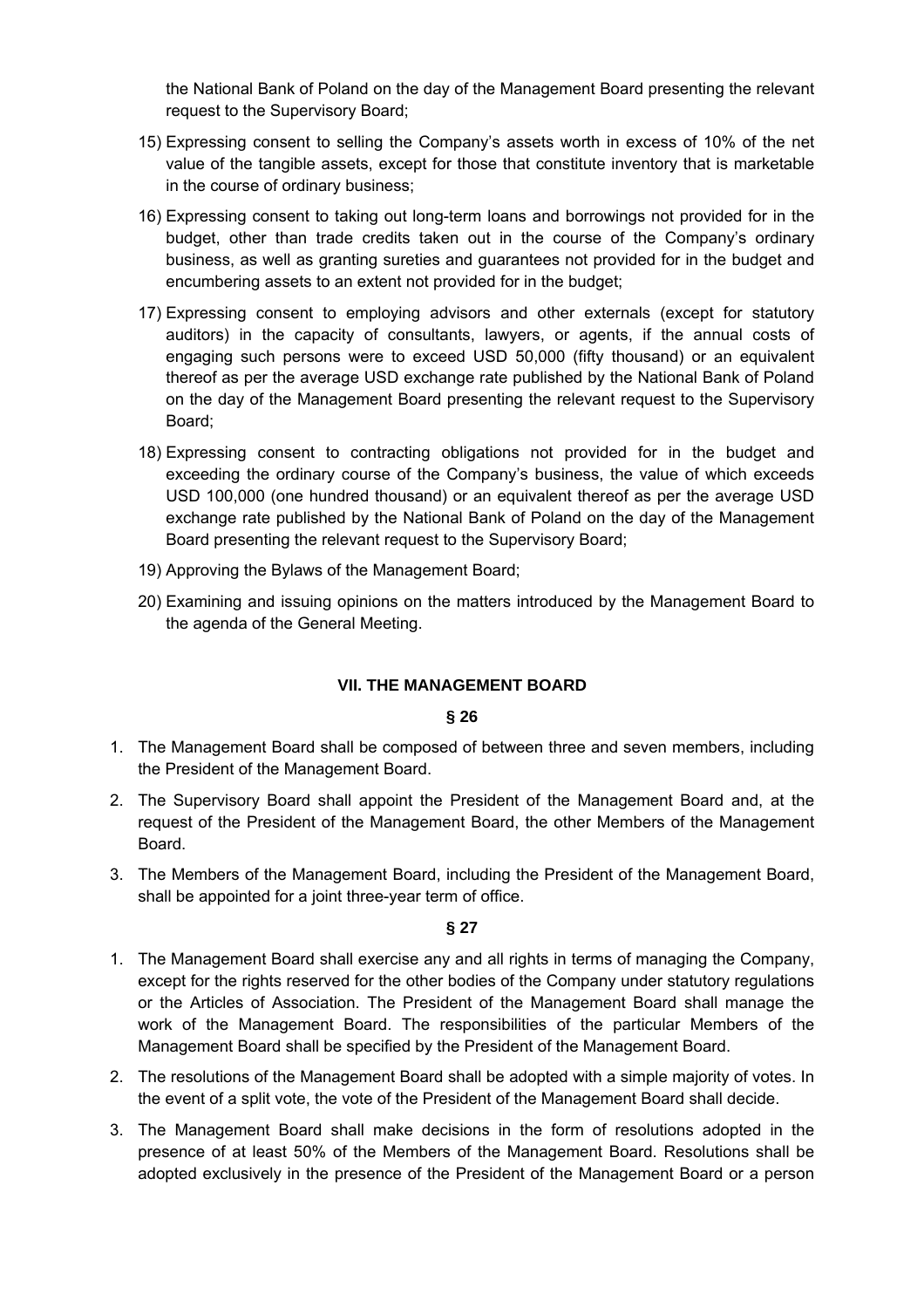the National Bank of Poland on the day of the Management Board presenting the relevant request to the Supervisory Board;

15) Expressing consent to selling the Company's assets worth in excess of 10% of the net value of the tangible assets, except for those that constitute inventory that is marketable in the course of ordinary business;

16) Expressing consent to taking out long-term loans and borrowings not provided for in the budget, other than trade credits taken out in the course of the Company's ordinary business, as well as granting sureties and guarantees not provided for in the budget and encumbering assets to an extent not provided for in the budget;

17) Expressing consent to employing advisors and other externals (except for statutory auditors) in the capacity of consultants, lawyers, or agents, if the annual costs of engaging such persons were to exceed USD 50,000 (fifty thousand) or an equivalent thereof as per the average USD exchange rate published by the National Bank of Poland on the day of the Management Board presenting the relevant request to the Supervisory Board;

18) Expressing consent to contracting obligations not provided for in the budget and exceeding the ordinary course of the Company's business, the value of which exceeds USD 100,000 (one hundred thousand) or an equivalent thereof as per the average USD exchange rate published by the National Bank of Poland on the day of the Management Board presenting the relevant request to the Supervisory Board;

19) Approving the Bylaws of the Management Board;

20) Examining and issuing opinions on the matters introduced by the Management Board to the agenda of the General Meeting.

## VII. THE MANAGEMENT BOARD

### § 26

1. The Management Board shall be composed of between three and seven members, including the President of the Management Board.
2. The Supervisory Board shall appoint the President of the Management Board and, at the request of the President of the Management Board, the other Members of the Management Board.
3. The Members of the Management Board, including the President of the Management Board, shall be appointed for a joint three-year term of office.

### § 27

1. The Management Board shall exercise any and all rights in terms of managing the Company, except for the rights reserved for the other bodies of the Company under statutory regulations or the Articles of Association. The President of the Management Board shall manage the work of the Management Board. The responsibilities of the particular Members of the Management Board shall be specified by the President of the Management Board.
2. The resolutions of the Management Board shall be adopted with a simple majority of votes. In the event of a split vote, the vote of the President of the Management Board shall decide.
3. The Management Board shall make decisions in the form of resolutions adopted in the presence of at least 50% of the Members of the Management Board. Resolutions shall be adopted exclusively in the presence of the President of the Management Board or a person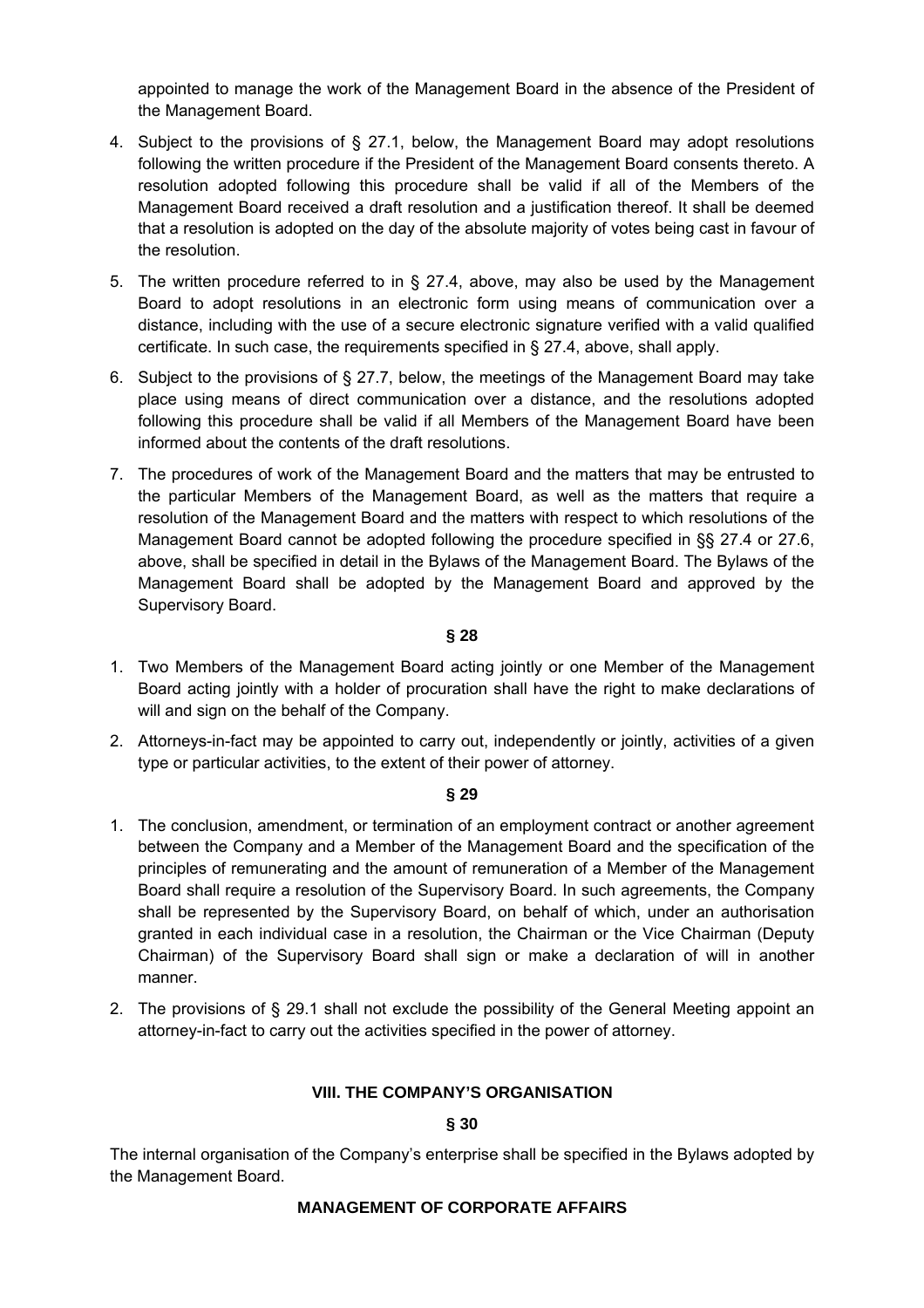appointed to manage the work of the Management Board in the absence of the President of the Management Board.

4. Subject to the provisions of § 27.1, below, the Management Board may adopt resolutions following the written procedure if the President of the Management Board consents thereto. A resolution adopted following this procedure shall be valid if all of the Members of the Management Board received a draft resolution and a justification thereof. It shall be deemed that a resolution is adopted on the day of the absolute majority of votes being cast in favour of the resolution.
5. The written procedure referred to in § 27.4, above, may also be used by the Management Board to adopt resolutions in an electronic form using means of communication over a distance, including with the use of a secure electronic signature verified with a valid qualified certificate. In such case, the requirements specified in § 27.4, above, shall apply.
6. Subject to the provisions of § 27.7, below, the meetings of the Management Board may take place using means of direct communication over a distance, and the resolutions adopted following this procedure shall be valid if all Members of the Management Board have been informed about the contents of the draft resolutions.
7. The procedures of work of the Management Board and the matters that may be entrusted to the particular Members of the Management Board, as well as the matters that require a resolution of the Management Board and the matters with respect to which resolutions of the Management Board cannot be adopted following the procedure specified in §§ 27.4 or 27.6, above, shall be specified in detail in the Bylaws of the Management Board. The Bylaws of the Management Board shall be adopted by the Management Board and approved by the Supervisory Board.

**§ 28**

1. Two Members of the Management Board acting jointly or one Member of the Management Board acting jointly with a holder of procuration shall have the right to make declarations of will and sign on the behalf of the Company.
2. Attorneys-in-fact may be appointed to carry out, independently or jointly, activities of a given type or particular activities, to the extent of their power of attorney.

**§ 29**

1. The conclusion, amendment, or termination of an employment contract or another agreement between the Company and a Member of the Management Board and the specification of the principles of remunerating and the amount of remuneration of a Member of the Management Board shall require a resolution of the Supervisory Board. In such agreements, the Company shall be represented by the Supervisory Board, on behalf of which, under an authorisation granted in each individual case in a resolution, the Chairman or the Vice Chairman (Deputy Chairman) of the Supervisory Board shall sign or make a declaration of will in another manner.
2. The provisions of § 29.1 shall not exclude the possibility of the General Meeting appoint an attorney-in-fact to carry out the activities specified in the power of attorney.

## VIII. THE COMPANY'S ORGANISATION

**§ 30**

The internal organisation of the Company's enterprise shall be specified in the Bylaws adopted by the Management Board.

## MANAGEMENT OF CORPORATE AFFAIRS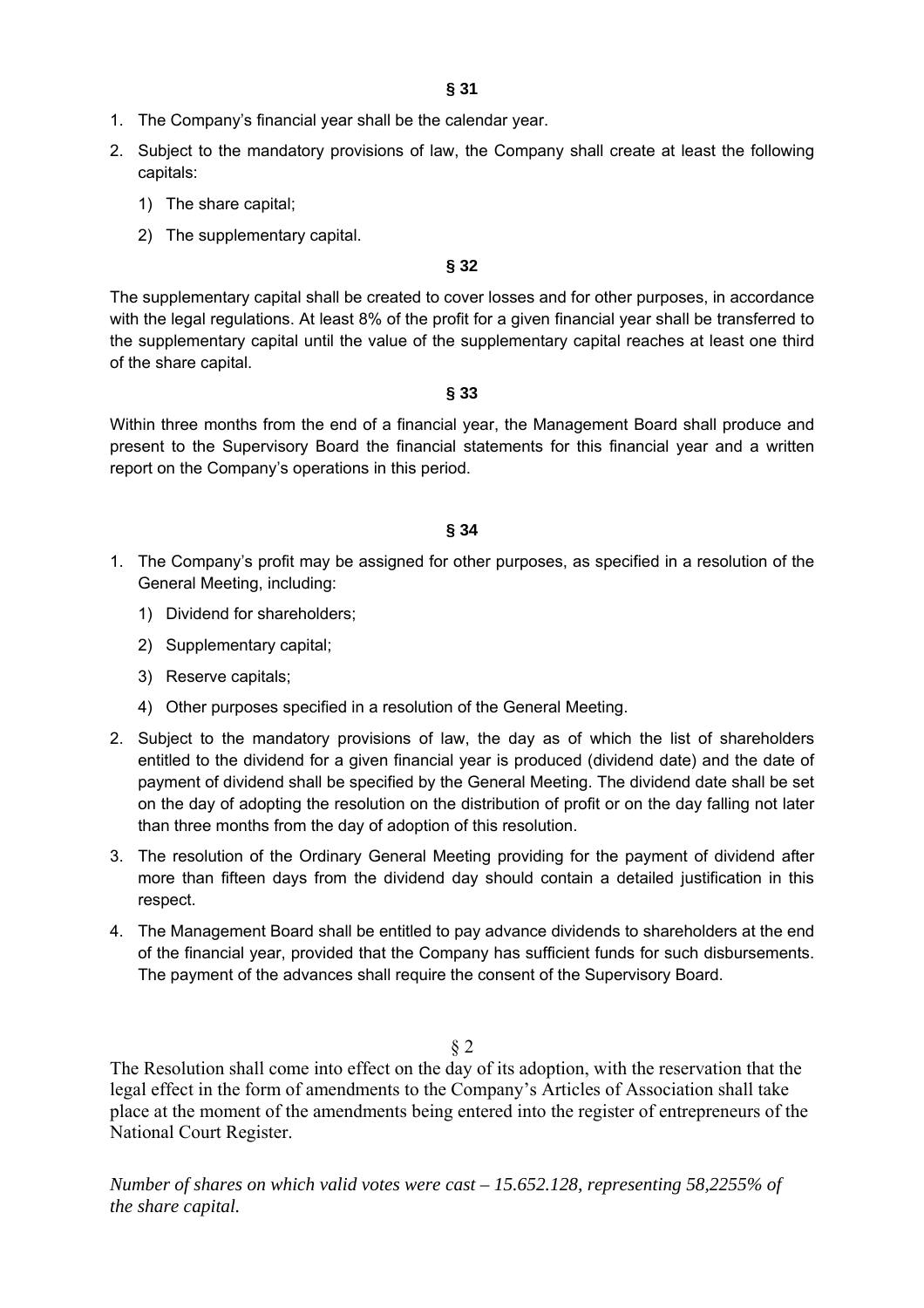**§ 31**

1. The Company's financial year shall be the calendar year.
2. Subject to the mandatory provisions of law, the Company shall create at least the following capitals:
   1) The share capital;
   2) The supplementary capital.

**§ 32**

The supplementary capital shall be created to cover losses and for other purposes, in accordance with the legal regulations. At least 8% of the profit for a given financial year shall be transferred to the supplementary capital until the value of the supplementary capital reaches at least one third of the share capital.

**§ 33**

Within three months from the end of a financial year, the Management Board shall produce and present to the Supervisory Board the financial statements for this financial year and a written report on the Company's operations in this period.

**§ 34**

1. The Company's profit may be assigned for other purposes, as specified in a resolution of the General Meeting, including:
   1) Dividend for shareholders;
   2) Supplementary capital;
   3) Reserve capitals;
   4) Other purposes specified in a resolution of the General Meeting.
2. Subject to the mandatory provisions of law, the day as of which the list of shareholders entitled to the dividend for a given financial year is produced (dividend date) and the date of payment of dividend shall be specified by the General Meeting. The dividend date shall be set on the day of adopting the resolution on the distribution of profit or on the day falling not later than three months from the day of adoption of this resolution.
3. The resolution of the Ordinary General Meeting providing for the payment of dividend after more than fifteen days from the dividend day should contain a detailed justification in this respect.
4. The Management Board shall be entitled to pay advance dividends to shareholders at the end of the financial year, provided that the Company has sufficient funds for such disbursements. The payment of the advances shall require the consent of the Supervisory Board.

§ 2

The Resolution shall come into effect on the day of its adoption, with the reservation that the legal effect in the form of amendments to the Company's Articles of Association shall take place at the moment of the amendments being entered into the register of entrepreneurs of the National Court Register.

*Number of shares on which valid votes were cast – 15.652.128, representing 58,2255% of the share capital.*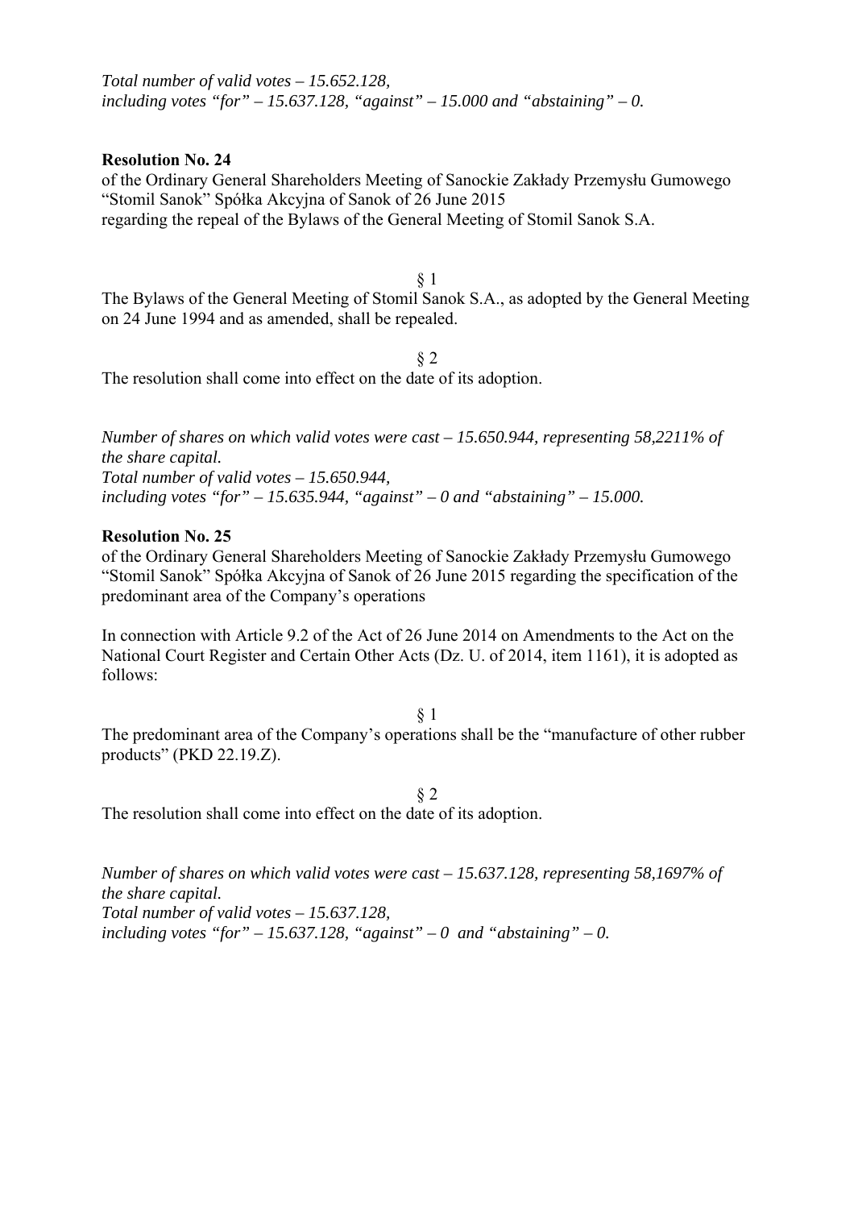*Total number of valid votes – 15.652.128,*
*including votes "for" – 15.637.128, "against" – 15.000 and "abstaining" – 0.*

**Resolution No. 24**
of the Ordinary General Shareholders Meeting of Sanockie Zakłady Przemysłu Gumowego "Stomil Sanok" Spółka Akcyjna of Sanok of 26 June 2015
regarding the repeal of the Bylaws of the General Meeting of Stomil Sanok S.A.

§ 1
The Bylaws of the General Meeting of Stomil Sanok S.A., as adopted by the General Meeting on 24 June 1994 and as amended, shall be repealed.

§ 2
The resolution shall come into effect on the date of its adoption.

*Number of shares on which valid votes were cast – 15.650.944, representing 58,2211% of the share capital.*
*Total number of valid votes – 15.650.944,*
*including votes "for" – 15.635.944, "against" – 0 and "abstaining" – 15.000.*

**Resolution No. 25**
of the Ordinary General Shareholders Meeting of Sanockie Zakłady Przemysłu Gumowego "Stomil Sanok" Spółka Akcyjna of Sanok of 26 June 2015 regarding the specification of the predominant area of the Company's operations

In connection with Article 9.2 of the Act of 26 June 2014 on Amendments to the Act on the National Court Register and Certain Other Acts (Dz. U. of 2014, item 1161), it is adopted as follows:

§ 1
The predominant area of the Company's operations shall be the "manufacture of other rubber products" (PKD 22.19.Z).

§ 2
The resolution shall come into effect on the date of its adoption.

*Number of shares on which valid votes were cast – 15.637.128, representing 58,1697% of the share capital.*
*Total number of valid votes – 15.637.128,*
*including votes "for" – 15.637.128, "against" – 0 and "abstaining" – 0.*